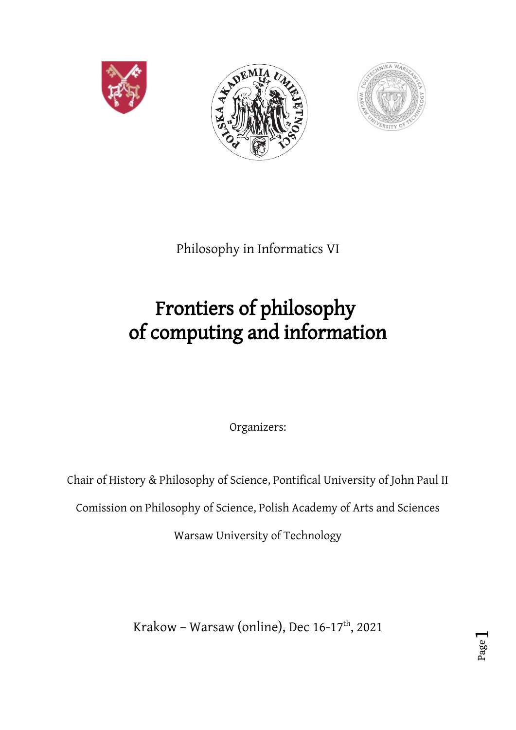Philosophy in Informatics VI

# Frontiers of philosophy of computing and information

Organizers:

Chair of History & Philosophy of Science, Pontifical University of John Paul II

Comission on Philosophy of Science, Polish Academy of Arts and Sciences

Warsaw University of Technology

Krakow – Warsaw (online), Dec 16-17th, 2021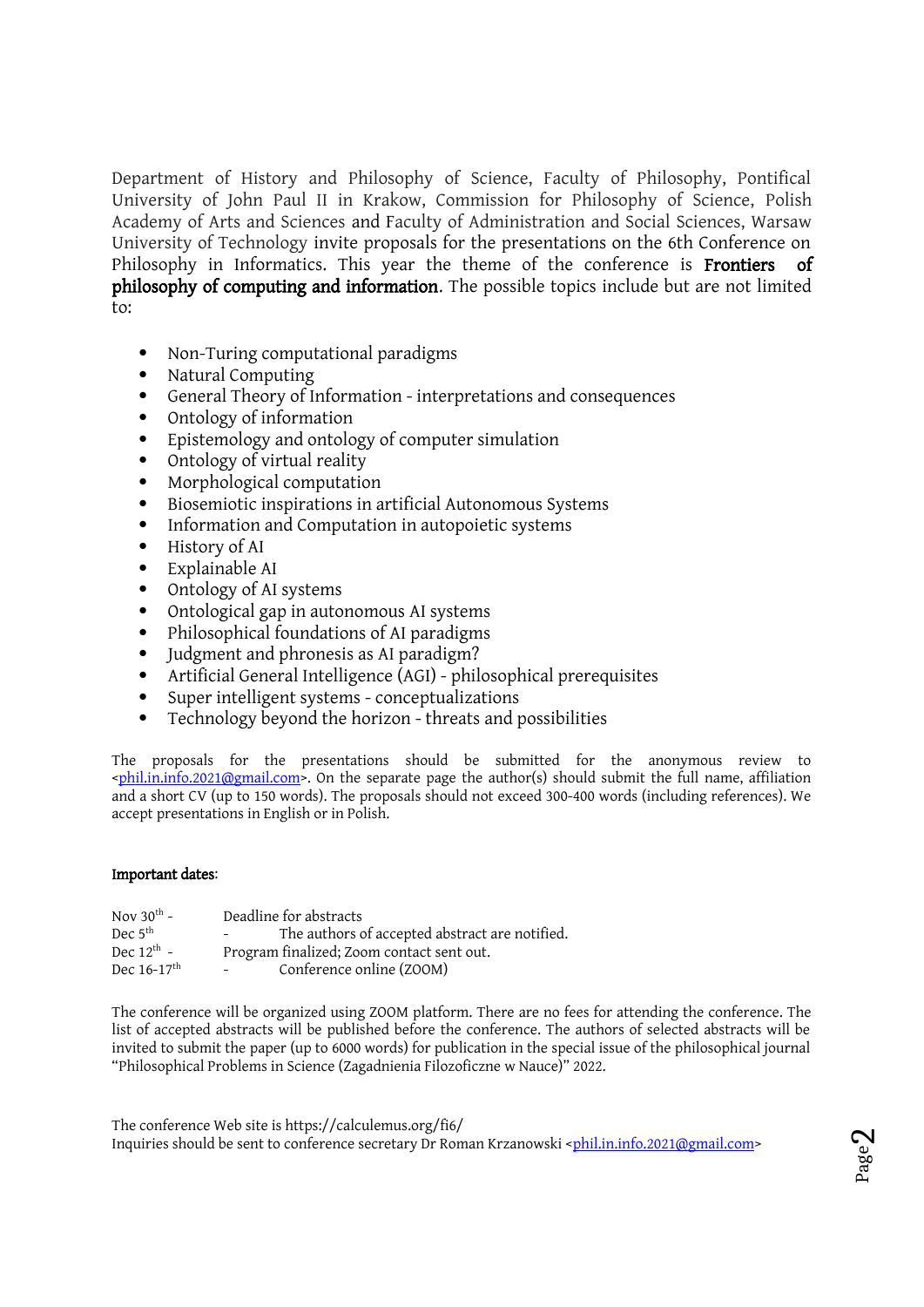Department of History and Philosophy of Science, Faculty of Philosophy, Pontifical University of John Paul II in Krakow, Commission for Philosophy of Science, Polish Academy of Arts and Sciences and Faculty of Administration and Social Sciences, Warsaw University of Technology invite proposals for the presentations on the 6th Conference on Philosophy in Informatics. This year the theme of the conference is **Frontiers of philosophy of computing and information**. The possible topics include but are not limited to:

- Non-Turing computational paradigms
- Natural Computing
- General Theory of Information - interpretations and consequences
- Ontology of information
- Epistemology and ontology of computer simulation
- Ontology of virtual reality
- Morphological computation
- Biosemiotic inspirations in artificial Autonomous Systems
- Information and Computation in autopoietic systems
- History of AI
- Explainable AI
- Ontology of AI systems
- Ontological gap in autonomous AI systems
- Philosophical foundations of AI paradigms
- Judgment and phronesis as AI paradigm?
- Artificial General Intelligence (AGI) - philosophical prerequisites
- Super intelligent systems - conceptualizations
- Technology beyond the horizon - threats and possibilities

The proposals for the presentations should be submitted for the anonymous review to <phil.in.info.2021@gmail.com>. On the separate page the author(s) should submit the full name, affiliation and a short CV (up to 150 words). The proposals should not exceed 300-400 words (including references). We accept presentations in English or in Polish.

**Important dates**:

Nov 30th - Deadline for abstracts
Dec 5th - The authors of accepted abstract are notified.
Dec 12th - Program finalized; Zoom contact sent out.
Dec 16-17th - Conference online (ZOOM)

The conference will be organized using ZOOM platform. There are no fees for attending the conference. The list of accepted abstracts will be published before the conference. The authors of selected abstracts will be invited to submit the paper (up to 6000 words) for publication in the special issue of the philosophical journal "Philosophical Problems in Science (Zagadnienia Filozoficzne w Nauce)" 2022.

The conference Web site is https://calculemus.org/fi6/
Inquiries should be sent to conference secretary Dr Roman Krzanowski <phil.in.info.2021@gmail.com>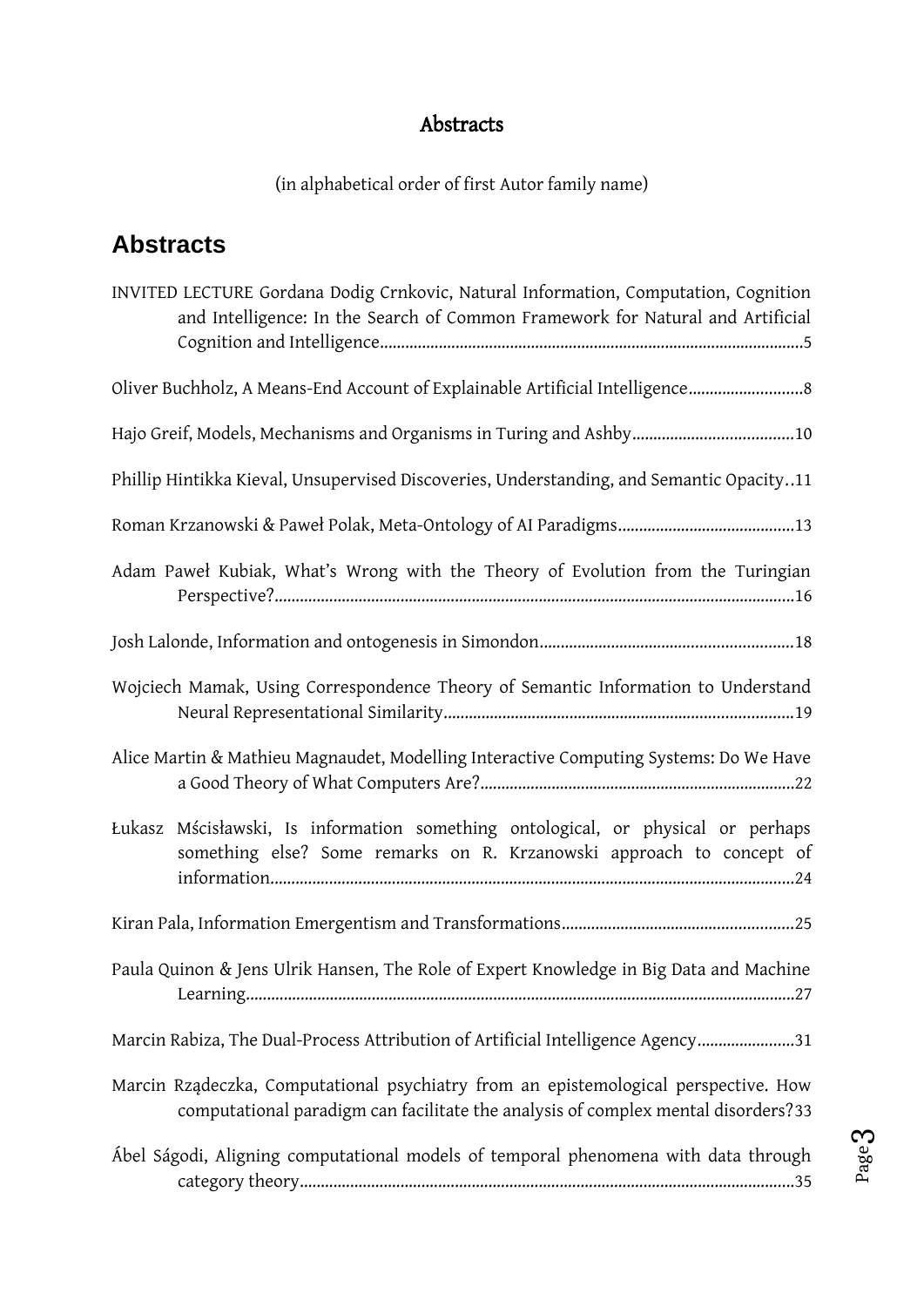# Abstracts

(in alphabetical order of first Autor family name)

## Abstracts

INVITED LECTURE Gordana Dodig Crnkovic, Natural Information, Computation, Cognition and Intelligence: In the Search of Common Framework for Natural and Artificial Cognition and Intelligence....5

Oliver Buchholz, A Means-End Account of Explainable Artificial Intelligence....8

Hajo Greif, Models, Mechanisms and Organisms in Turing and Ashby....10

Phillip Hintikka Kieval, Unsupervised Discoveries, Understanding, and Semantic Opacity..11

Roman Krzanowski & Paweł Polak, Meta-Ontology of AI Paradigms....13

Adam Paweł Kubiak, What's Wrong with the Theory of Evolution from the Turingian Perspective?....16

Josh Lalonde, Information and ontogenesis in Simondon....18

Wojciech Mamak, Using Correspondence Theory of Semantic Information to Understand Neural Representational Similarity....19

Alice Martin & Mathieu Magnaudet, Modelling Interactive Computing Systems: Do We Have a Good Theory of What Computers Are?....22

Łukasz Mścisławski, Is information something ontological, or physical or perhaps something else? Some remarks on R. Krzanowski approach to concept of information....24

Kiran Pala, Information Emergentism and Transformations....25

Paula Quinon & Jens Ulrik Hansen, The Role of Expert Knowledge in Big Data and Machine Learning....27

Marcin Rabiza, The Dual-Process Attribution of Artificial Intelligence Agency....31

Marcin Rządeczka, Computational psychiatry from an epistemological perspective. How computational paradigm can facilitate the analysis of complex mental disorders?33

Ábel Ságodi, Aligning computational models of temporal phenomena with data through category theory....35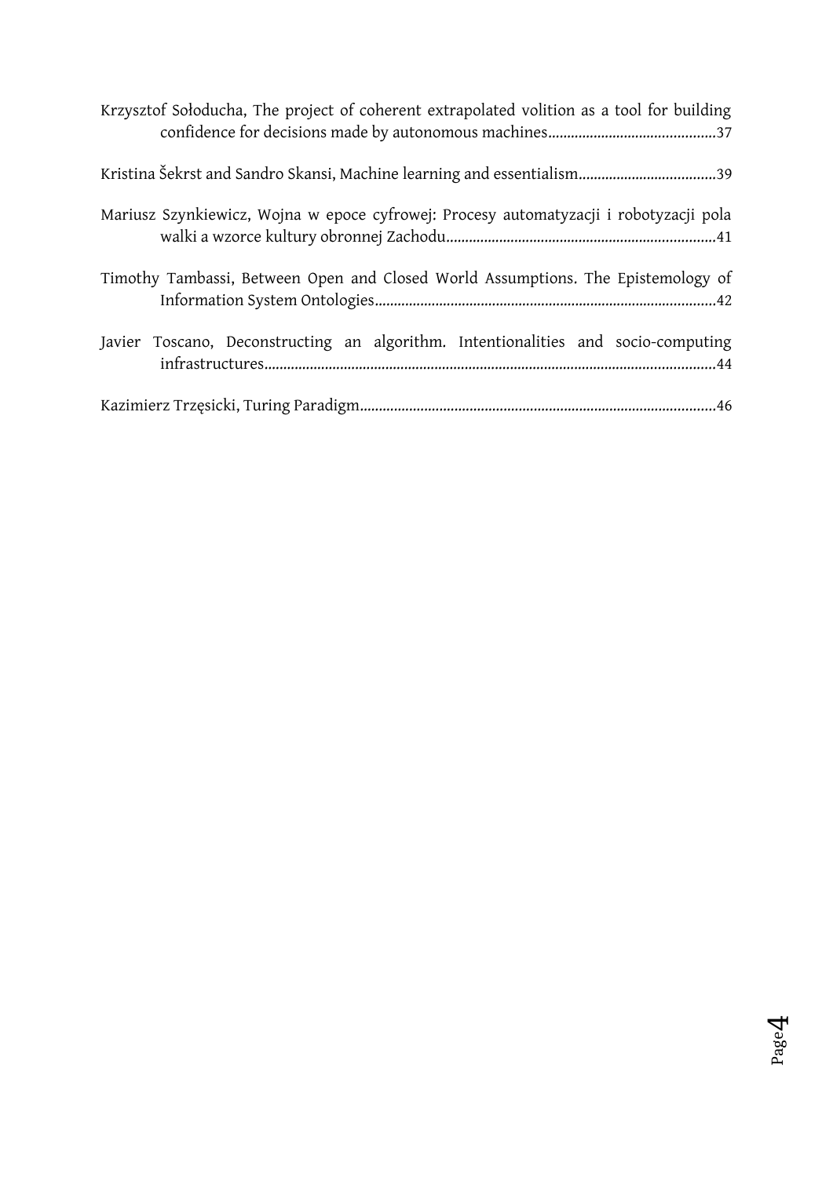Krzysztof Sołoducha, The project of coherent extrapolated volition as a tool for building confidence for decisions made by autonomous machines............................................37

Kristina Šekrst and Sandro Skansi, Machine learning and essentialism...................................39

Mariusz Szynkiewicz, Wojna w epoce cyfrowej: Procesy automatyzacji i robotyzacji pola walki a wzorce kultury obronnej Zachodu......................................................................41

Timothy Tambassi, Between Open and Closed World Assumptions. The Epistemology of Information System Ontologies.........................................................................................42

Javier Toscano, Deconstructing an algorithm. Intentionalities and socio-computing infrastructures.....................................................................................................................44

Kazimierz Trzęsicki, Turing Paradigm............................................................................................46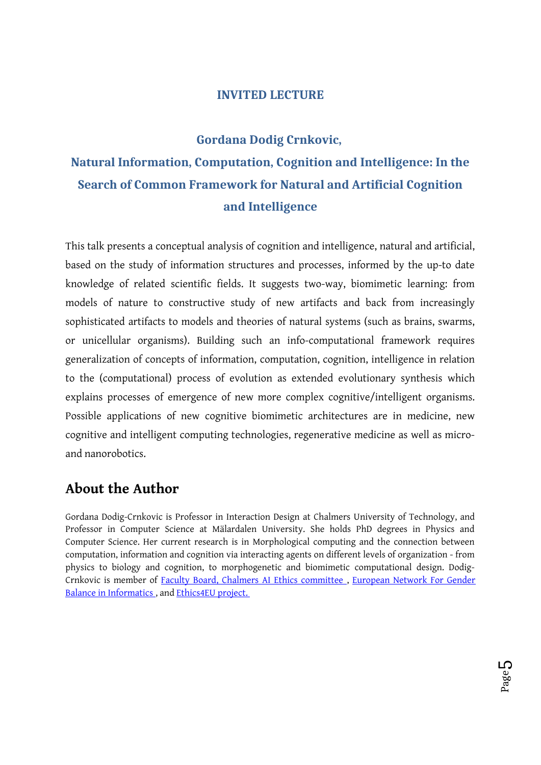## INVITED LECTURE

### Gordana Dodig Crnkovic,

### Natural Information, Computation, Cognition and Intelligence: In the Search of Common Framework for Natural and Artificial Cognition and Intelligence

This talk presents a conceptual analysis of cognition and intelligence, natural and artificial, based on the study of information structures and processes, informed by the up-to date knowledge of related scientific fields. It suggests two-way, biomimetic learning: from models of nature to constructive study of new artifacts and back from increasingly sophisticated artifacts to models and theories of natural systems (such as brains, swarms, or unicellular organisms). Building such an info-computational framework requires generalization of concepts of information, computation, cognition, intelligence in relation to the (computational) process of evolution as extended evolutionary synthesis which explains processes of emergence of new more complex cognitive/intelligent organisms. Possible applications of new cognitive biomimetic architectures are in medicine, new cognitive and intelligent computing technologies, regenerative medicine as well as micro- and nanorobotics.

## About the Author

Gordana Dodig-Crnkovic is Professor in Interaction Design at Chalmers University of Technology, and Professor in Computer Science at Mälardalen University. She holds PhD degrees in Physics and Computer Science. Her current research is in Morphological computing and the connection between computation, information and cognition via interacting agents on different levels of organization - from physics to biology and cognition, to morphogenetic and biomimetic computational design. Dodig-Crnkovic is member of Faculty Board, Chalmers AI Ethics committee , European Network For Gender Balance in Informatics , and Ethics4EU project.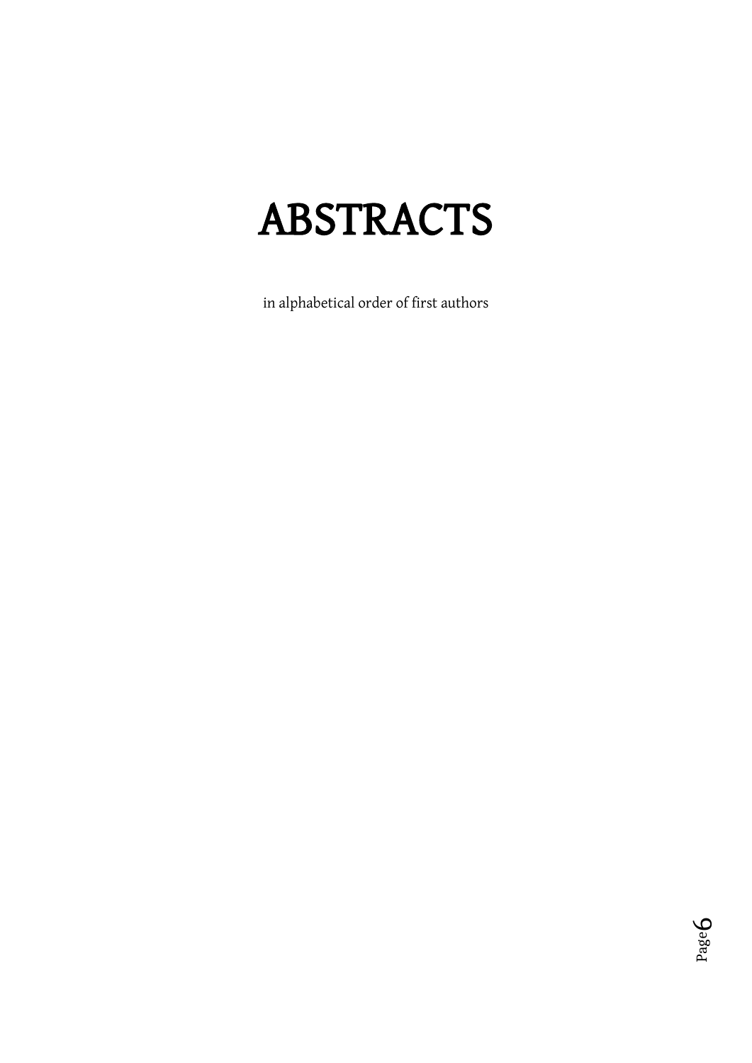# ABSTRACTS

in alphabetical order of first authors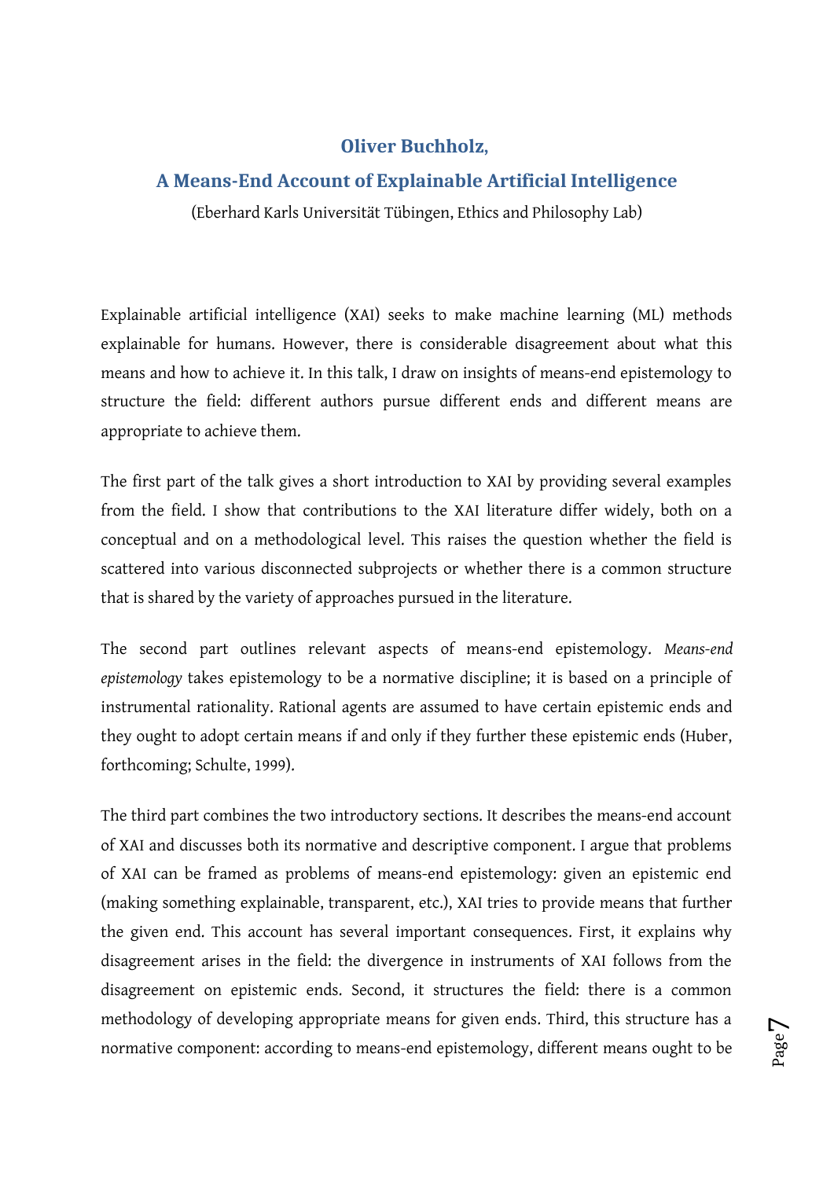## Oliver Buchholz,

## A Means-End Account of Explainable Artificial Intelligence

(Eberhard Karls Universität Tübingen, Ethics and Philosophy Lab)

Explainable artificial intelligence (XAI) seeks to make machine learning (ML) methods explainable for humans. However, there is considerable disagreement about what this means and how to achieve it. In this talk, I draw on insights of means-end epistemology to structure the field: different authors pursue different ends and different means are appropriate to achieve them.

The first part of the talk gives a short introduction to XAI by providing several examples from the field. I show that contributions to the XAI literature differ widely, both on a conceptual and on a methodological level. This raises the question whether the field is scattered into various disconnected subprojects or whether there is a common structure that is shared by the variety of approaches pursued in the literature.

The second part outlines relevant aspects of means-end epistemology. *Means-end epistemology* takes epistemology to be a normative discipline; it is based on a principle of instrumental rationality. Rational agents are assumed to have certain epistemic ends and they ought to adopt certain means if and only if they further these epistemic ends (Huber, forthcoming; Schulte, 1999).

The third part combines the two introductory sections. It describes the means-end account of XAI and discusses both its normative and descriptive component. I argue that problems of XAI can be framed as problems of means-end epistemology: given an epistemic end (making something explainable, transparent, etc.), XAI tries to provide means that further the given end. This account has several important consequences. First, it explains why disagreement arises in the field: the divergence in instruments of XAI follows from the disagreement on epistemic ends. Second, it structures the field: there is a common methodology of developing appropriate means for given ends. Third, this structure has a normative component: according to means-end epistemology, different means ought to be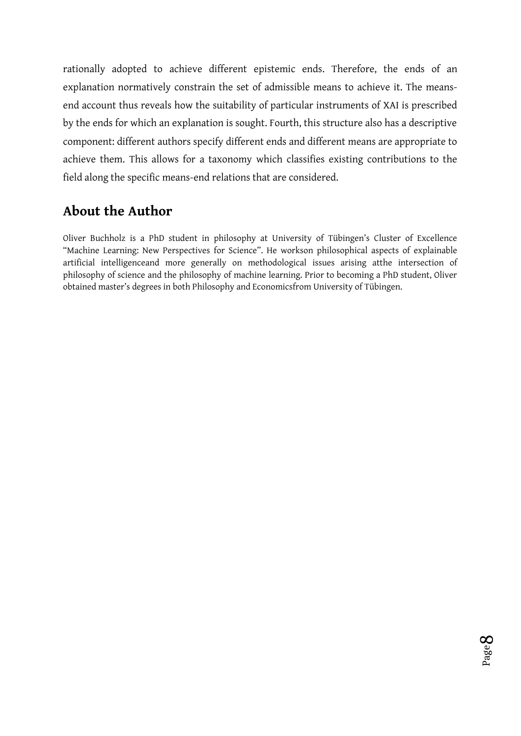rationally adopted to achieve different epistemic ends. Therefore, the ends of an explanation normatively constrain the set of admissible means to achieve it. The means-end account thus reveals how the suitability of particular instruments of XAI is prescribed by the ends for which an explanation is sought. Fourth, this structure also has a descriptive component: different authors specify different ends and different means are appropriate to achieve them. This allows for a taxonomy which classifies existing contributions to the field along the specific means-end relations that are considered.

## About the Author

Oliver Buchholz is a PhD student in philosophy at University of Tübingen's Cluster of Excellence "Machine Learning: New Perspectives for Science". He workson philosophical aspects of explainable artificial intelligenceand more generally on methodological issues arising atthe intersection of philosophy of science and the philosophy of machine learning. Prior to becoming a PhD student, Oliver obtained master's degrees in both Philosophy and Economicsfrom University of Tübingen.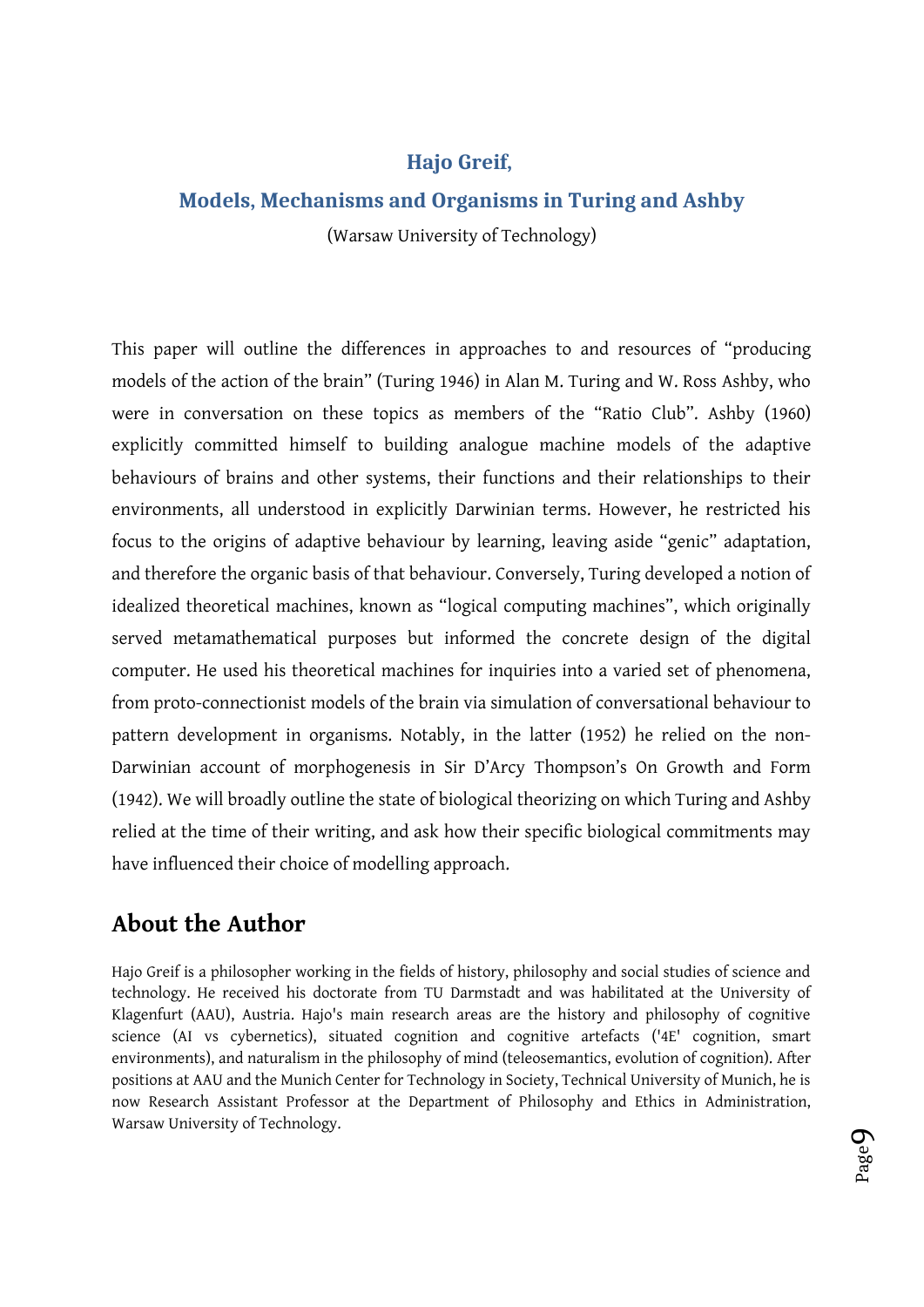## Hajo Greif,

## Models, Mechanisms and Organisms in Turing and Ashby

(Warsaw University of Technology)

This paper will outline the differences in approaches to and resources of "producing models of the action of the brain" (Turing 1946) in Alan M. Turing and W. Ross Ashby, who were in conversation on these topics as members of the "Ratio Club". Ashby (1960) explicitly committed himself to building analogue machine models of the adaptive behaviours of brains and other systems, their functions and their relationships to their environments, all understood in explicitly Darwinian terms. However, he restricted his focus to the origins of adaptive behaviour by learning, leaving aside "genic" adaptation, and therefore the organic basis of that behaviour. Conversely, Turing developed a notion of idealized theoretical machines, known as "logical computing machines", which originally served metamathematical purposes but informed the concrete design of the digital computer. He used his theoretical machines for inquiries into a varied set of phenomena, from proto-connectionist models of the brain via simulation of conversational behaviour to pattern development in organisms. Notably, in the latter (1952) he relied on the non-Darwinian account of morphogenesis in Sir D'Arcy Thompson's On Growth and Form (1942). We will broadly outline the state of biological theorizing on which Turing and Ashby relied at the time of their writing, and ask how their specific biological commitments may have influenced their choice of modelling approach.

## About the Author

Hajo Greif is a philosopher working in the fields of history, philosophy and social studies of science and technology. He received his doctorate from TU Darmstadt and was habilitated at the University of Klagenfurt (AAU), Austria. Hajo's main research areas are the history and philosophy of cognitive science (AI vs cybernetics), situated cognition and cognitive artefacts ('4E' cognition, smart environments), and naturalism in the philosophy of mind (teleosemantics, evolution of cognition). After positions at AAU and the Munich Center for Technology in Society, Technical University of Munich, he is now Research Assistant Professor at the Department of Philosophy and Ethics in Administration, Warsaw University of Technology.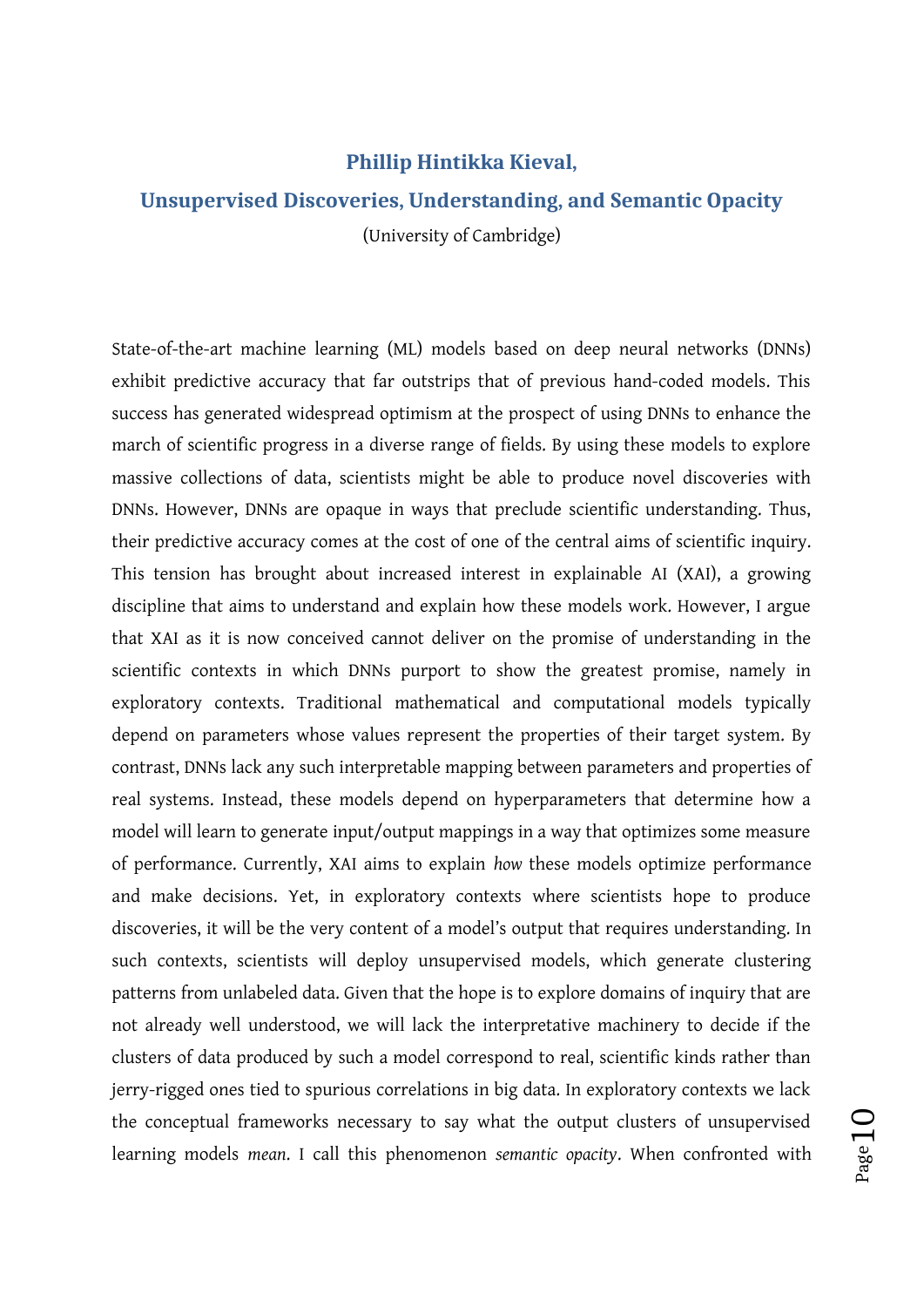### Phillip Hintikka Kieval,

### Unsupervised Discoveries, Understanding, and Semantic Opacity

(University of Cambridge)

State-of-the-art machine learning (ML) models based on deep neural networks (DNNs) exhibit predictive accuracy that far outstrips that of previous hand-coded models. This success has generated widespread optimism at the prospect of using DNNs to enhance the march of scientific progress in a diverse range of fields. By using these models to explore massive collections of data, scientists might be able to produce novel discoveries with DNNs. However, DNNs are opaque in ways that preclude scientific understanding. Thus, their predictive accuracy comes at the cost of one of the central aims of scientific inquiry. This tension has brought about increased interest in explainable AI (XAI), a growing discipline that aims to understand and explain how these models work. However, I argue that XAI as it is now conceived cannot deliver on the promise of understanding in the scientific contexts in which DNNs purport to show the greatest promise, namely in exploratory contexts. Traditional mathematical and computational models typically depend on parameters whose values represent the properties of their target system. By contrast, DNNs lack any such interpretable mapping between parameters and properties of real systems. Instead, these models depend on hyperparameters that determine how a model will learn to generate input/output mappings in a way that optimizes some measure of performance. Currently, XAI aims to explain *how* these models optimize performance and make decisions. Yet, in exploratory contexts where scientists hope to produce discoveries, it will be the very content of a model's output that requires understanding. In such contexts, scientists will deploy unsupervised models, which generate clustering patterns from unlabeled data. Given that the hope is to explore domains of inquiry that are not already well understood, we will lack the interpretative machinery to decide if the clusters of data produced by such a model correspond to real, scientific kinds rather than jerry-rigged ones tied to spurious correlations in big data. In exploratory contexts we lack the conceptual frameworks necessary to say what the output clusters of unsupervised learning models *mean*. I call this phenomenon *semantic opacity*. When confronted with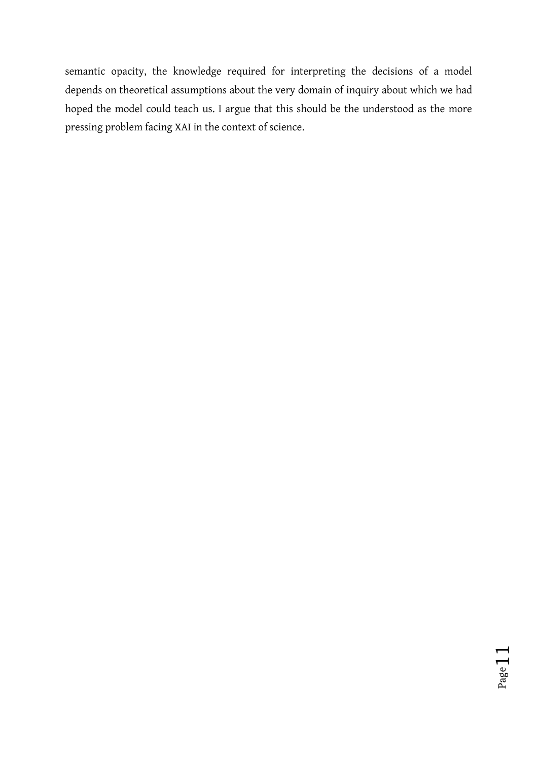semantic opacity, the knowledge required for interpreting the decisions of a model depends on theoretical assumptions about the very domain of inquiry about which we had hoped the model could teach us. I argue that this should be the understood as the more pressing problem facing XAI in the context of science.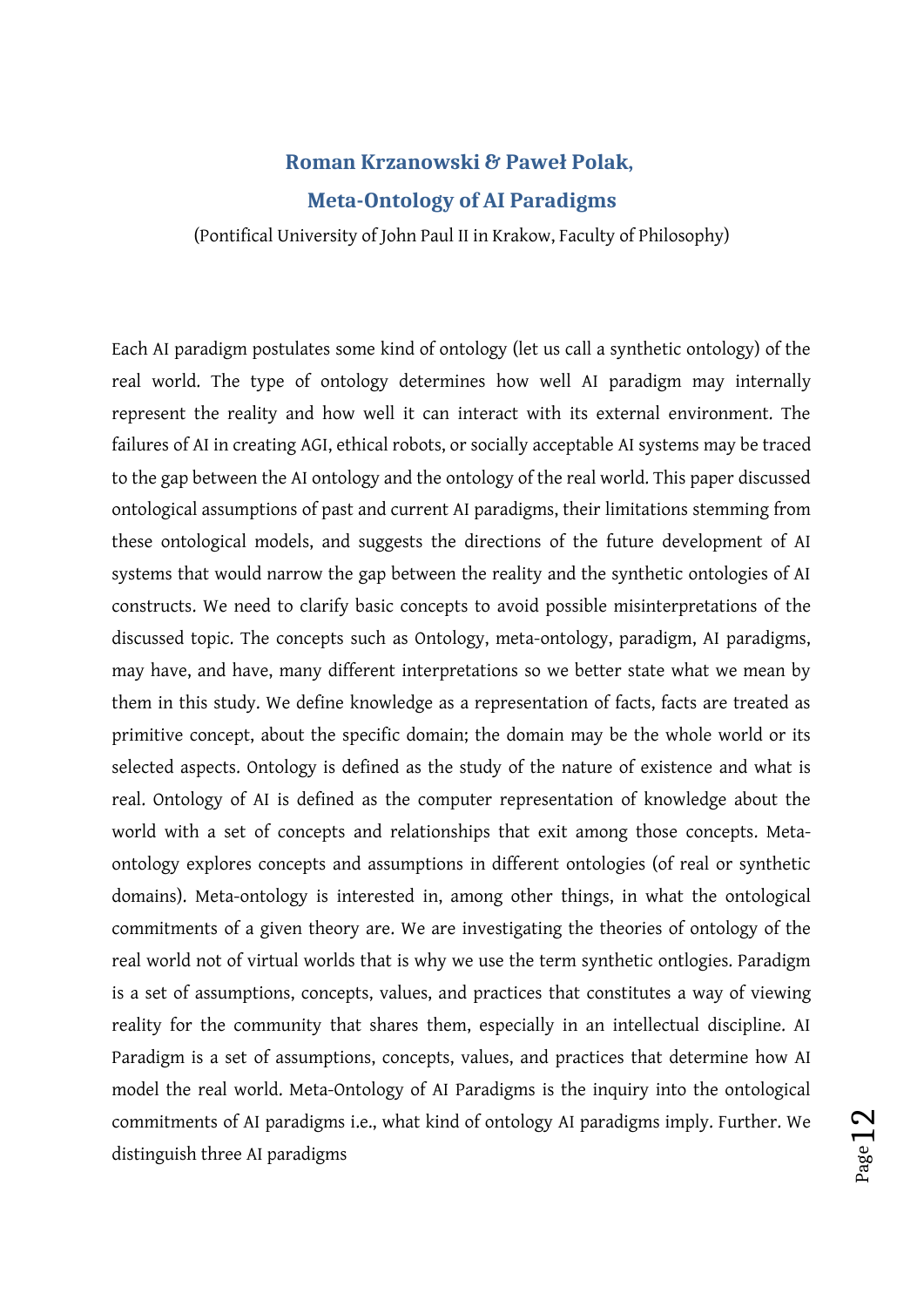**Roman Krzanowski & Paweł Polak,**

**Meta-Ontology of AI Paradigms**

(Pontifical University of John Paul II in Krakow, Faculty of Philosophy)

Each AI paradigm postulates some kind of ontology (let us call a synthetic ontology) of the real world. The type of ontology determines how well AI paradigm may internally represent the reality and how well it can interact with its external environment. The failures of AI in creating AGI, ethical robots, or socially acceptable AI systems may be traced to the gap between the AI ontology and the ontology of the real world. This paper discussed ontological assumptions of past and current AI paradigms, their limitations stemming from these ontological models, and suggests the directions of the future development of AI systems that would narrow the gap between the reality and the synthetic ontologies of AI constructs. We need to clarify basic concepts to avoid possible misinterpretations of the discussed topic. The concepts such as Ontology, meta-ontology, paradigm, AI paradigms, may have, and have, many different interpretations so we better state what we mean by them in this study. We define knowledge as a representation of facts, facts are treated as primitive concept, about the specific domain; the domain may be the whole world or its selected aspects. Ontology is defined as the study of the nature of existence and what is real. Ontology of AI is defined as the computer representation of knowledge about the world with a set of concepts and relationships that exit among those concepts. Meta-ontology explores concepts and assumptions in different ontologies (of real or synthetic domains). Meta-ontology is interested in, among other things, in what the ontological commitments of a given theory are. We are investigating the theories of ontology of the real world not of virtual worlds that is why we use the term synthetic ontlogies. Paradigm is a set of assumptions, concepts, values, and practices that constitutes a way of viewing reality for the community that shares them, especially in an intellectual discipline. AI Paradigm is a set of assumptions, concepts, values, and practices that determine how AI model the real world. Meta-Ontology of AI Paradigms is the inquiry into the ontological commitments of AI paradigms i.e., what kind of ontology AI paradigms imply. Further. We distinguish three AI paradigms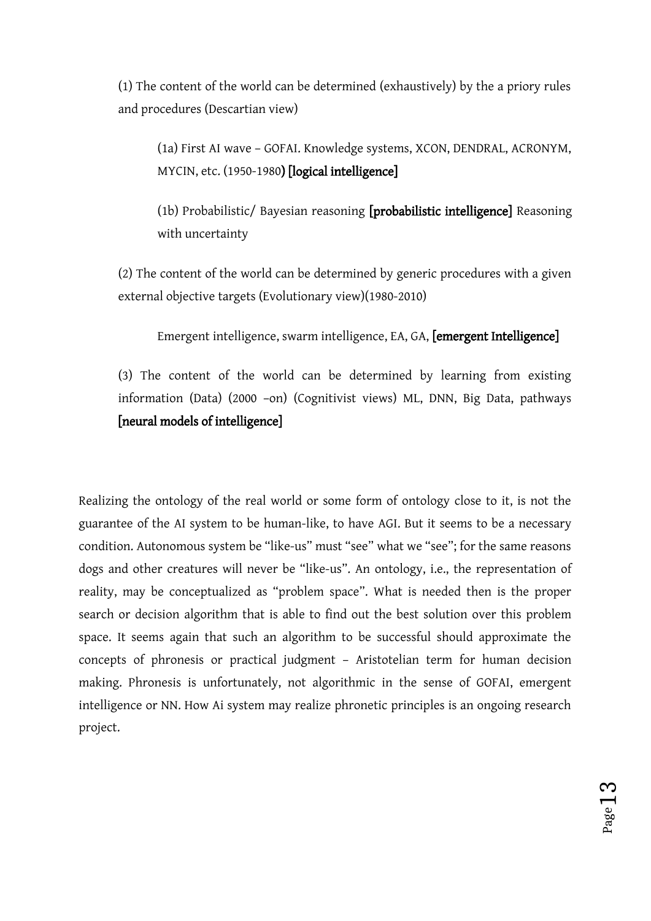(1) The content of the world can be determined (exhaustively) by the a priory rules and procedures (Descartian view)

> (1a) First AI wave – GOFAI. Knowledge systems, XCON, DENDRAL, ACRONYM, MYCIN, etc. (1950-1980**) [logical intelligence]**
>
> (1b) Probabilistic/ Bayesian reasoning **[probabilistic intelligence]** Reasoning with uncertainty

(2) The content of the world can be determined by generic procedures with a given external objective targets (Evolutionary view)(1980-2010)

> Emergent intelligence, swarm intelligence, EA, GA, **[emergent Intelligence]**

(3) The content of the world can be determined by learning from existing information (Data) (2000 –on) (Cognitivist views) ML, DNN, Big Data, pathways **[neural models of intelligence]**

Realizing the ontology of the real world or some form of ontology close to it, is not the guarantee of the AI system to be human-like, to have AGI. But it seems to be a necessary condition. Autonomous system be "like-us" must "see" what we "see"; for the same reasons dogs and other creatures will never be "like-us". An ontology, i.e., the representation of reality, may be conceptualized as "problem space". What is needed then is the proper search or decision algorithm that is able to find out the best solution over this problem space. It seems again that such an algorithm to be successful should approximate the concepts of phronesis or practical judgment – Aristotelian term for human decision making. Phronesis is unfortunately, not algorithmic in the sense of GOFAI, emergent intelligence or NN. How Ai system may realize phronetic principles is an ongoing research project.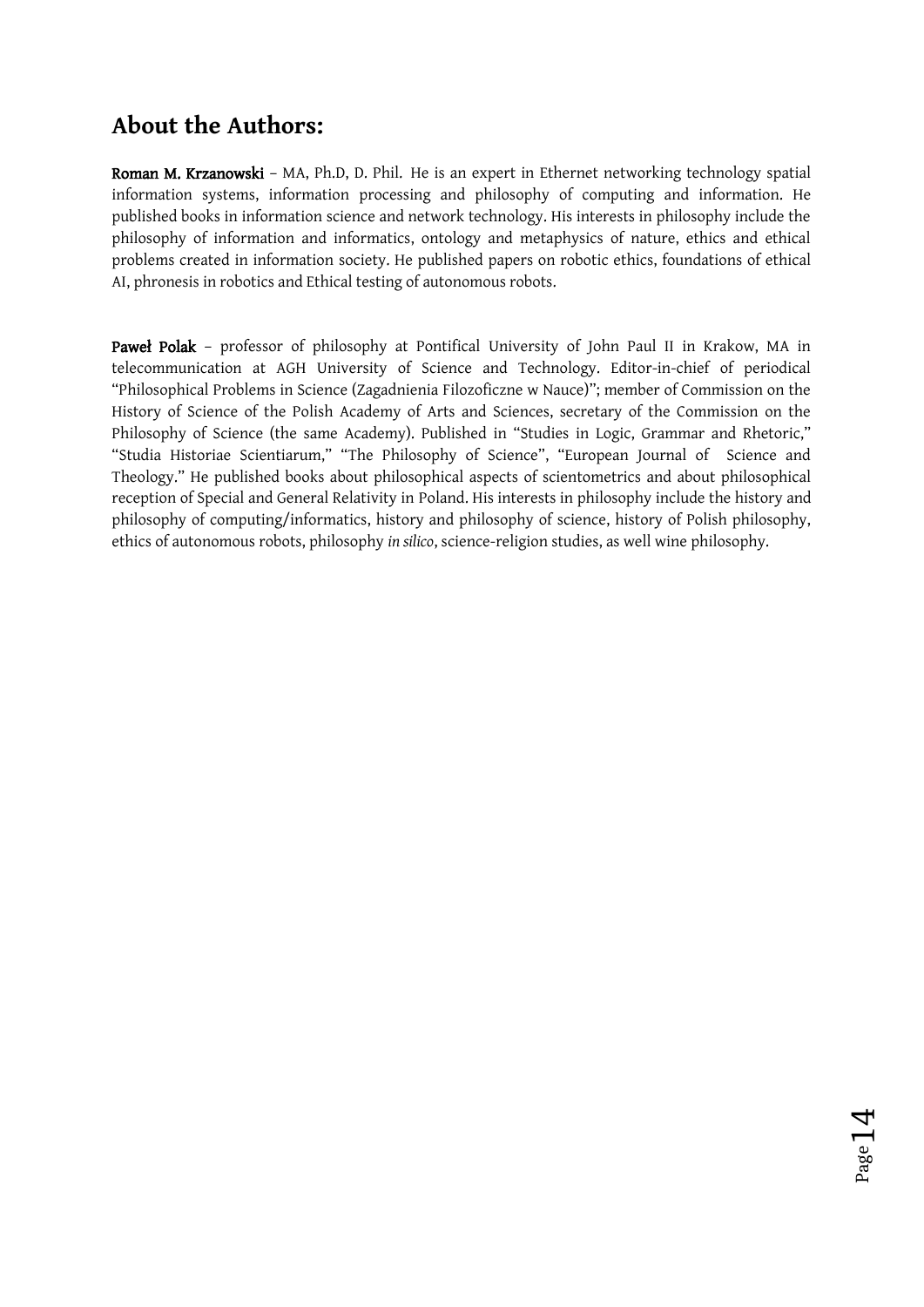## About the Authors:

**Roman M. Krzanowski** – MA, Ph.D, D. Phil. He is an expert in Ethernet networking technology spatial information systems, information processing and philosophy of computing and information. He published books in information science and network technology. His interests in philosophy include the philosophy of information and informatics, ontology and metaphysics of nature, ethics and ethical problems created in information society. He published papers on robotic ethics, foundations of ethical AI, phronesis in robotics and Ethical testing of autonomous robots.

**Paweł Polak** – professor of philosophy at Pontifical University of John Paul II in Krakow, MA in telecommunication at AGH University of Science and Technology. Editor-in-chief of periodical "Philosophical Problems in Science (Zagadnienia Filozoficzne w Nauce)"; member of Commission on the History of Science of the Polish Academy of Arts and Sciences, secretary of the Commission on the Philosophy of Science (the same Academy). Published in "Studies in Logic, Grammar and Rhetoric," "Studia Historiae Scientiarum," "The Philosophy of Science", "European Journal of Science and Theology." He published books about philosophical aspects of scientometrics and about philosophical reception of Special and General Relativity in Poland. His interests in philosophy include the history and philosophy of computing/informatics, history and philosophy of science, history of Polish philosophy, ethics of autonomous robots, philosophy *in silico*, science-religion studies, as well wine philosophy.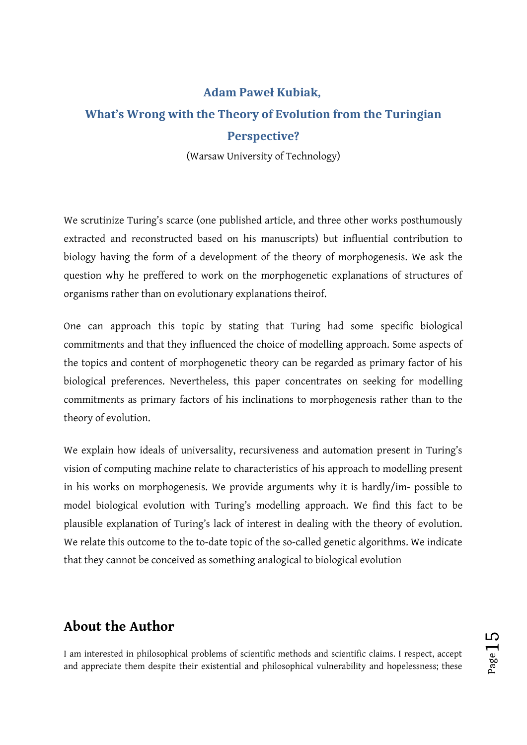**Adam Paweł Kubiak,**

**What's Wrong with the Theory of Evolution from the Turingian Perspective?**

(Warsaw University of Technology)

We scrutinize Turing's scarce (one published article, and three other works posthumously extracted and reconstructed based on his manuscripts) but influential contribution to biology having the form of a development of the theory of morphogenesis. We ask the question why he preffered to work on the morphogenetic explanations of structures of organisms rather than on evolutionary explanations theirof.

One can approach this topic by stating that Turing had some specific biological commitments and that they influenced the choice of modelling approach. Some aspects of the topics and content of morphogenetic theory can be regarded as primary factor of his biological preferences. Nevertheless, this paper concentrates on seeking for modelling commitments as primary factors of his inclinations to morphogenesis rather than to the theory of evolution.

We explain how ideals of universality, recursiveness and automation present in Turing's vision of computing machine relate to characteristics of his approach to modelling present in his works on morphogenesis. We provide arguments why it is hardly/im- possible to model biological evolution with Turing's modelling approach. We find this fact to be plausible explanation of Turing's lack of interest in dealing with the theory of evolution. We relate this outcome to the to-date topic of the so-called genetic algorithms. We indicate that they cannot be conceived as something analogical to biological evolution

## About the Author

I am interested in philosophical problems of scientific methods and scientific claims. I respect, accept and appreciate them despite their existential and philosophical vulnerability and hopelessness; these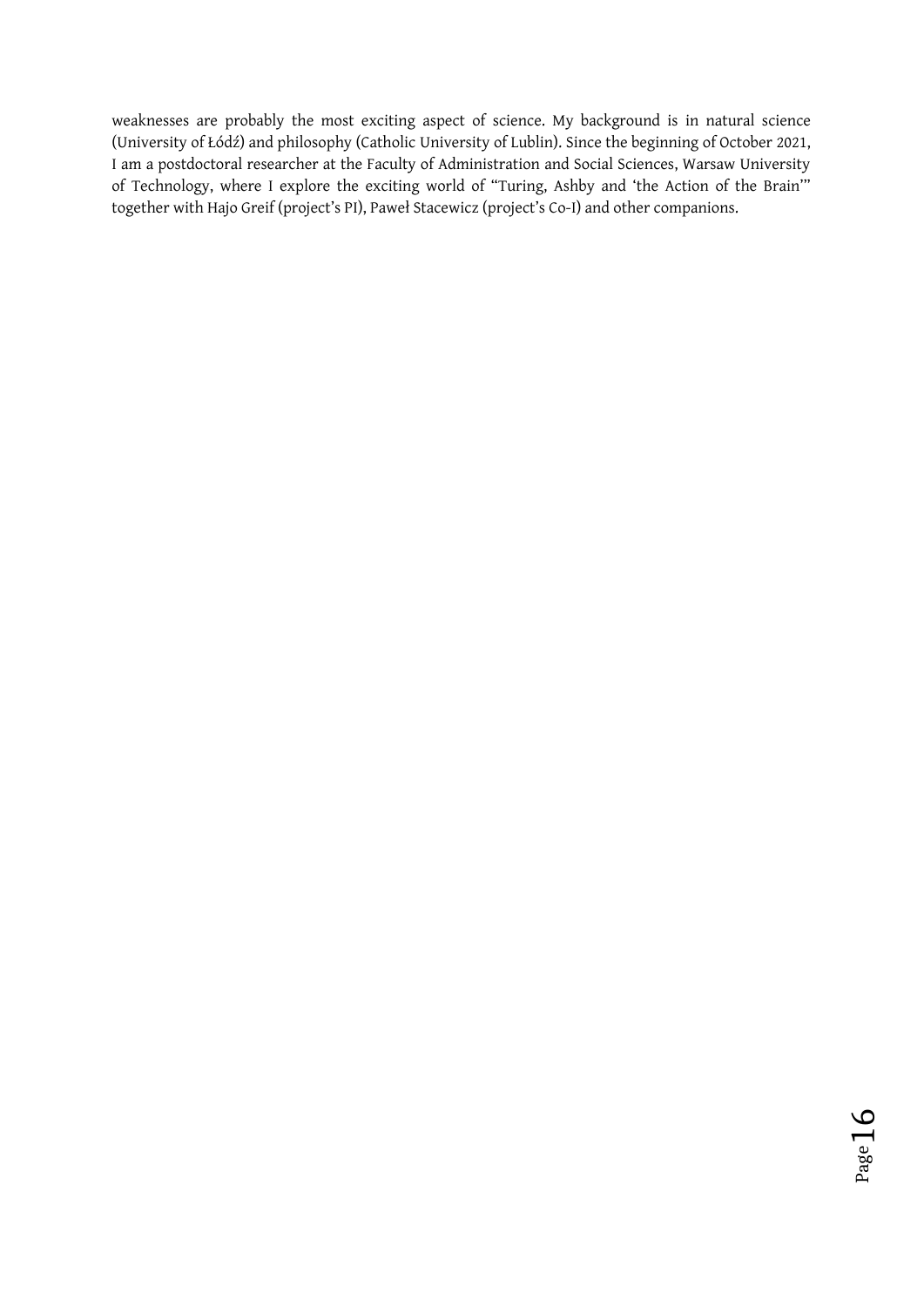weaknesses are probably the most exciting aspect of science. My background is in natural science (University of Łódź) and philosophy (Catholic University of Lublin). Since the beginning of October 2021, I am a postdoctoral researcher at the Faculty of Administration and Social Sciences, Warsaw University of Technology, where I explore the exciting world of "Turing, Ashby and 'the Action of the Brain'" together with Hajo Greif (project's PI), Paweł Stacewicz (project's Co-I) and other companions.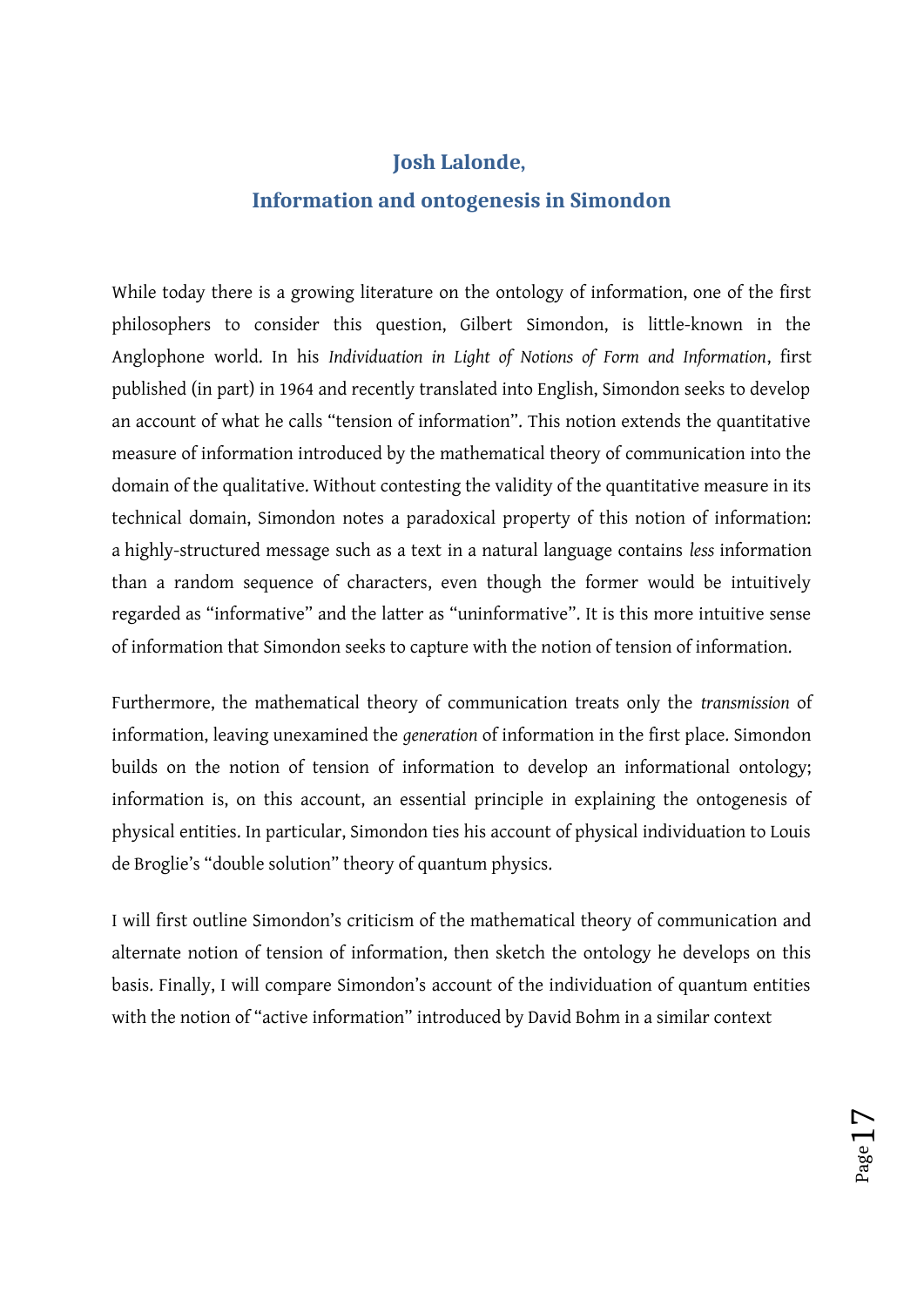## Josh Lalonde,

## Information and ontogenesis in Simondon

While today there is a growing literature on the ontology of information, one of the first philosophers to consider this question, Gilbert Simondon, is little-known in the Anglophone world. In his *Individuation in Light of Notions of Form and Information*, first published (in part) in 1964 and recently translated into English, Simondon seeks to develop an account of what he calls "tension of information". This notion extends the quantitative measure of information introduced by the mathematical theory of communication into the domain of the qualitative. Without contesting the validity of the quantitative measure in its technical domain, Simondon notes a paradoxical property of this notion of information: a highly-structured message such as a text in a natural language contains *less* information than a random sequence of characters, even though the former would be intuitively regarded as "informative" and the latter as "uninformative". It is this more intuitive sense of information that Simondon seeks to capture with the notion of tension of information.

Furthermore, the mathematical theory of communication treats only the *transmission* of information, leaving unexamined the *generation* of information in the first place. Simondon builds on the notion of tension of information to develop an informational ontology; information is, on this account, an essential principle in explaining the ontogenesis of physical entities. In particular, Simondon ties his account of physical individuation to Louis de Broglie's "double solution" theory of quantum physics.

I will first outline Simondon's criticism of the mathematical theory of communication and alternate notion of tension of information, then sketch the ontology he develops on this basis. Finally, I will compare Simondon's account of the individuation of quantum entities with the notion of "active information" introduced by David Bohm in a similar context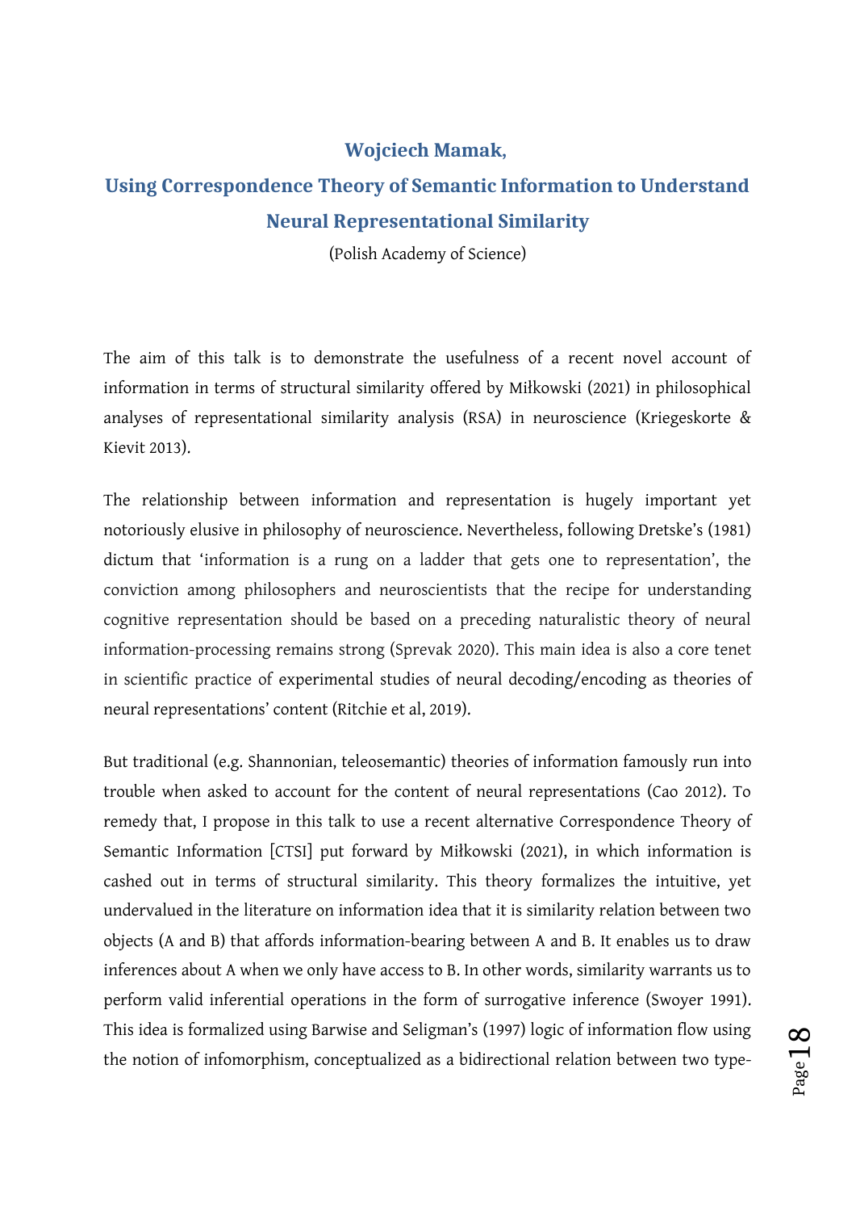**Wojciech Mamak,**

## Using Correspondence Theory of Semantic Information to Understand Neural Representational Similarity

(Polish Academy of Science)

The aim of this talk is to demonstrate the usefulness of a recent novel account of information in terms of structural similarity offered by Miłkowski (2021) in philosophical analyses of representational similarity analysis (RSA) in neuroscience (Kriegeskorte & Kievit 2013).

The relationship between information and representation is hugely important yet notoriously elusive in philosophy of neuroscience. Nevertheless, following Dretske's (1981) dictum that 'information is a rung on a ladder that gets one to representation', the conviction among philosophers and neuroscientists that the recipe for understanding cognitive representation should be based on a preceding naturalistic theory of neural information-processing remains strong (Sprevak 2020). This main idea is also a core tenet in scientific practice of experimental studies of neural decoding/encoding as theories of neural representations' content (Ritchie et al, 2019).

But traditional (e.g. Shannonian, teleosemantic) theories of information famously run into trouble when asked to account for the content of neural representations (Cao 2012). To remedy that, I propose in this talk to use a recent alternative Correspondence Theory of Semantic Information [CTSI] put forward by Miłkowski (2021), in which information is cashed out in terms of structural similarity. This theory formalizes the intuitive, yet undervalued in the literature on information idea that it is similarity relation between two objects (A and B) that affords information-bearing between A and B. It enables us to draw inferences about A when we only have access to B. In other words, similarity warrants us to perform valid inferential operations in the form of surrogative inference (Swoyer 1991). This idea is formalized using Barwise and Seligman's (1997) logic of information flow using the notion of infomorphism, conceptualized as a bidirectional relation between two type-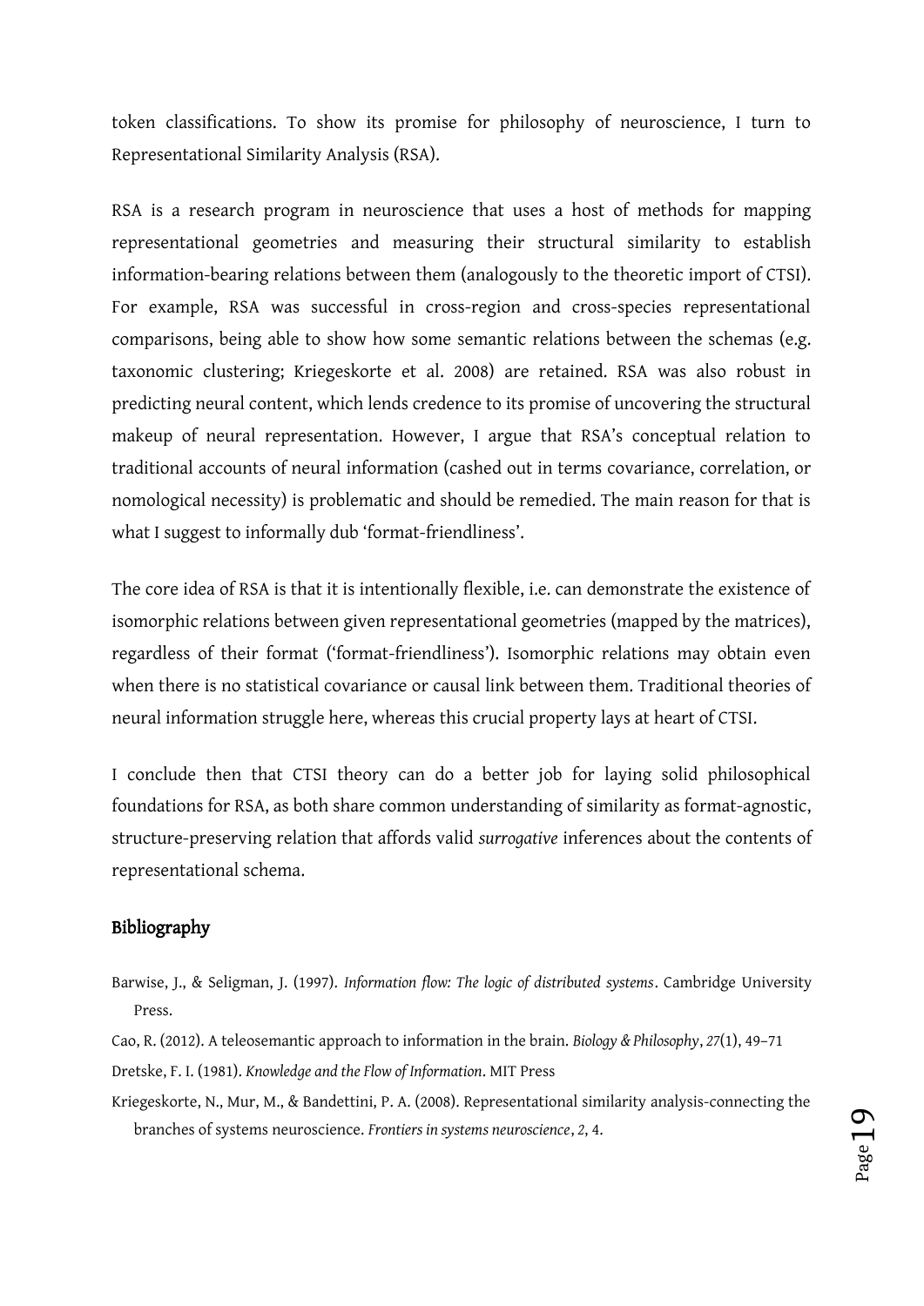token classifications. To show its promise for philosophy of neuroscience, I turn to Representational Similarity Analysis (RSA).

RSA is a research program in neuroscience that uses a host of methods for mapping representational geometries and measuring their structural similarity to establish information-bearing relations between them (analogously to the theoretic import of CTSI). For example, RSA was successful in cross-region and cross-species representational comparisons, being able to show how some semantic relations between the schemas (e.g. taxonomic clustering; Kriegeskorte et al. 2008) are retained. RSA was also robust in predicting neural content, which lends credence to its promise of uncovering the structural makeup of neural representation. However, I argue that RSA's conceptual relation to traditional accounts of neural information (cashed out in terms covariance, correlation, or nomological necessity) is problematic and should be remedied. The main reason for that is what I suggest to informally dub 'format-friendliness'.

The core idea of RSA is that it is intentionally flexible, i.e. can demonstrate the existence of isomorphic relations between given representational geometries (mapped by the matrices), regardless of their format ('format-friendliness'). Isomorphic relations may obtain even when there is no statistical covariance or causal link between them. Traditional theories of neural information struggle here, whereas this crucial property lays at heart of CTSI.

I conclude then that CTSI theory can do a better job for laying solid philosophical foundations for RSA, as both share common understanding of similarity as format-agnostic, structure-preserving relation that affords valid *surrogative* inferences about the contents of representational schema.

## Bibliography

Barwise, J., & Seligman, J. (1997). *Information flow: The logic of distributed systems*. Cambridge University Press.

Cao, R. (2012). A teleosemantic approach to information in the brain. *Biology & Philosophy*, *27*(1), 49–71

Dretske, F. I. (1981). *Knowledge and the Flow of Information*. MIT Press

Kriegeskorte, N., Mur, M., & Bandettini, P. A. (2008). Representational similarity analysis-connecting the branches of systems neuroscience. *Frontiers in systems neuroscience*, *2*, 4.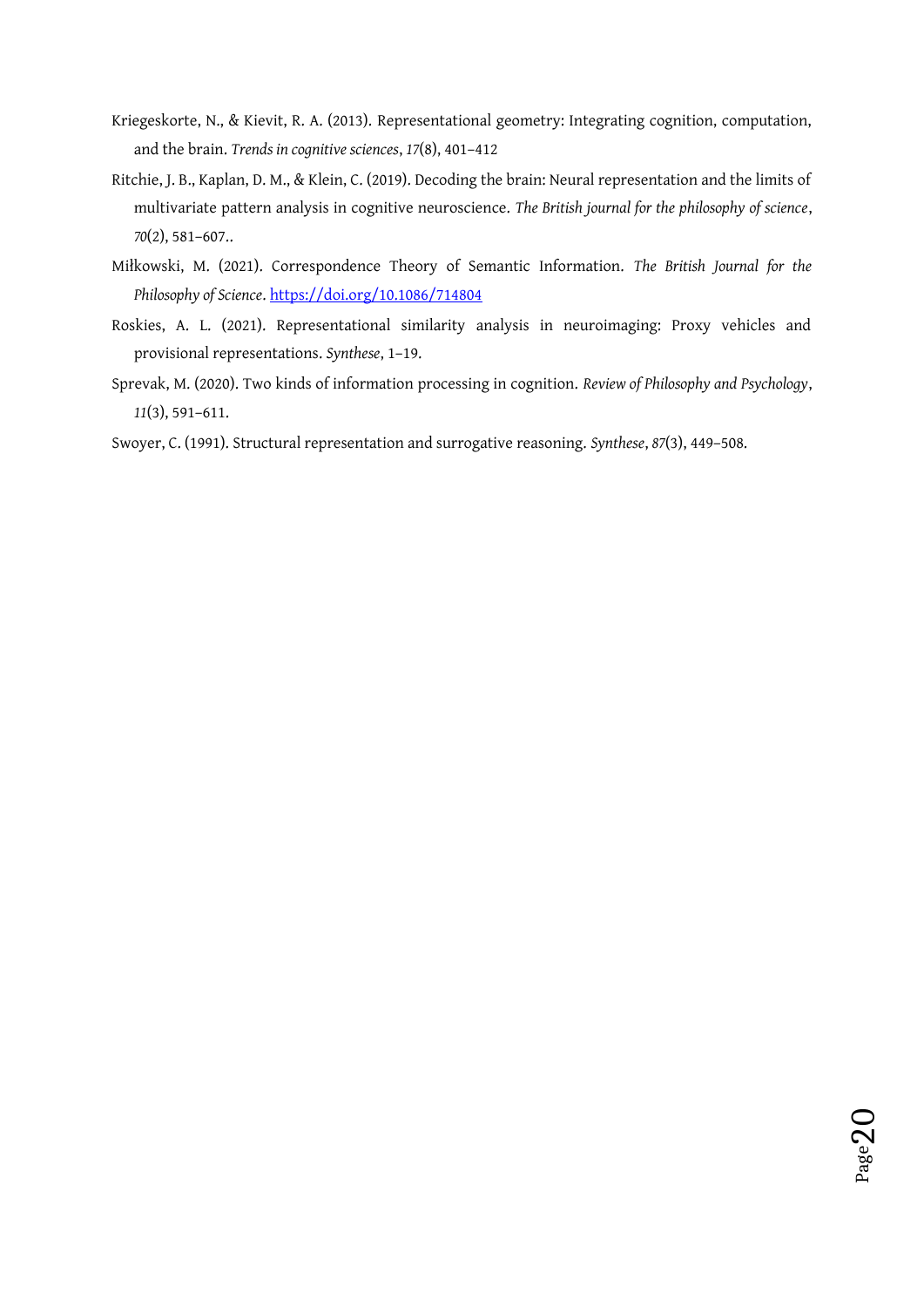Kriegeskorte, N., & Kievit, R. A. (2013). Representational geometry: Integrating cognition, computation, and the brain. *Trends in cognitive sciences*, *17*(8), 401–412

Ritchie, J. B., Kaplan, D. M., & Klein, C. (2019). Decoding the brain: Neural representation and the limits of multivariate pattern analysis in cognitive neuroscience. *The British journal for the philosophy of science*, *70*(2), 581–607..

Miłkowski, M. (2021). Correspondence Theory of Semantic Information. *The British Journal for the Philosophy of Science*. https://doi.org/10.1086/714804

Roskies, A. L. (2021). Representational similarity analysis in neuroimaging: Proxy vehicles and provisional representations. *Synthese*, 1–19.

Sprevak, M. (2020). Two kinds of information processing in cognition. *Review of Philosophy and Psychology*, *11*(3), 591–611.

Swoyer, C. (1991). Structural representation and surrogative reasoning. *Synthese*, *87*(3), 449–508.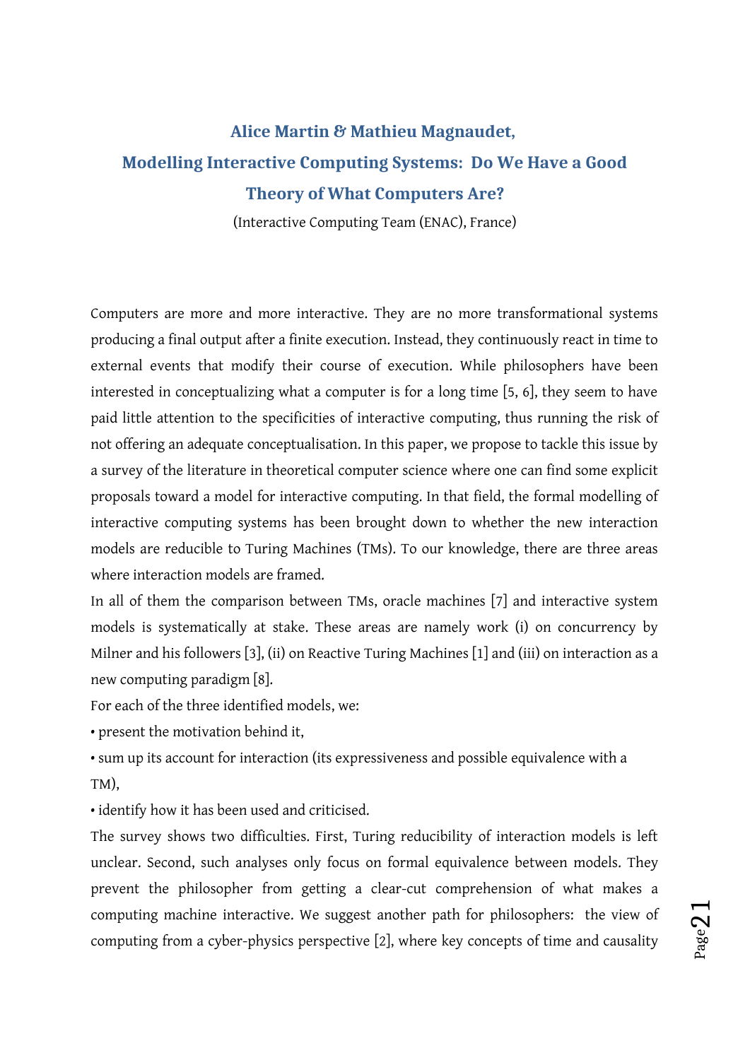## Alice Martin & Mathieu Magnaudet,

## Modelling Interactive Computing Systems: Do We Have a Good Theory of What Computers Are?

(Interactive Computing Team (ENAC), France)

Computers are more and more interactive. They are no more transformational systems producing a final output after a finite execution. Instead, they continuously react in time to external events that modify their course of execution. While philosophers have been interested in conceptualizing what a computer is for a long time [5, 6], they seem to have paid little attention to the specificities of interactive computing, thus running the risk of not offering an adequate conceptualisation. In this paper, we propose to tackle this issue by a survey of the literature in theoretical computer science where one can find some explicit proposals toward a model for interactive computing. In that field, the formal modelling of interactive computing systems has been brought down to whether the new interaction models are reducible to Turing Machines (TMs). To our knowledge, there are three areas where interaction models are framed.

In all of them the comparison between TMs, oracle machines [7] and interactive system models is systematically at stake. These areas are namely work (i) on concurrency by Milner and his followers [3], (ii) on Reactive Turing Machines [1] and (iii) on interaction as a new computing paradigm [8].

For each of the three identified models, we:

- present the motivation behind it,
- sum up its account for interaction (its expressiveness and possible equivalence with a TM),
- identify how it has been used and criticised.

The survey shows two difficulties. First, Turing reducibility of interaction models is left unclear. Second, such analyses only focus on formal equivalence between models. They prevent the philosopher from getting a clear-cut comprehension of what makes a computing machine interactive. We suggest another path for philosophers: the view of computing from a cyber-physics perspective [2], where key concepts of time and causality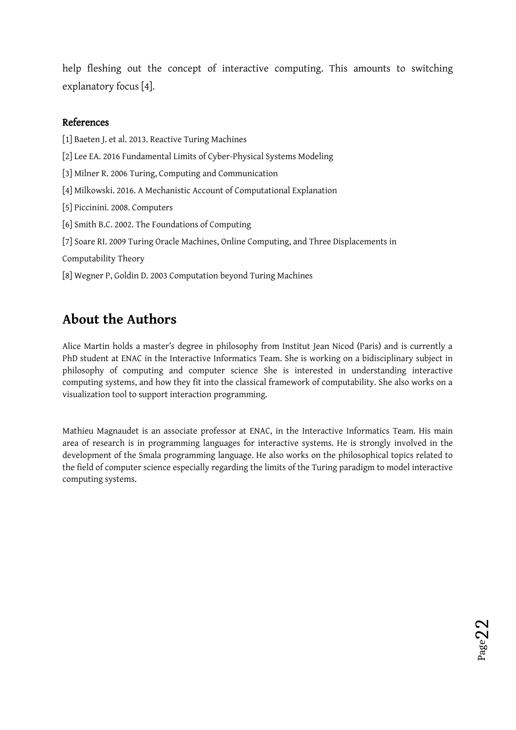help fleshing out the concept of interactive computing. This amounts to switching explanatory focus [4].

### References

[1] Baeten J. et al. 2013. Reactive Turing Machines

[2] Lee EA. 2016 Fundamental Limits of Cyber-Physical Systems Modeling

[3] Milner R. 2006 Turing, Computing and Communication

[4] Milkowski. 2016. A Mechanistic Account of Computational Explanation

[5] Piccinini. 2008. Computers

[6] Smith B.C. 2002. The Foundations of Computing

[7] Soare RI. 2009 Turing Oracle Machines, Online Computing, and Three Displacements in Computability Theory

[8] Wegner P, Goldin D. 2003 Computation beyond Turing Machines

## About the Authors

Alice Martin holds a master's degree in philosophy from Institut Jean Nicod (Paris) and is currently a PhD student at ENAC in the Interactive Informatics Team. She is working on a bidisciplinary subject in philosophy of computing and computer science She is interested in understanding interactive computing systems, and how they fit into the classical framework of computability. She also works on a visualization tool to support interaction programming.

Mathieu Magnaudet is an associate professor at ENAC, in the Interactive Informatics Team. His main area of research is in programming languages for interactive systems. He is strongly involved in the development of the Smala programming language. He also works on the philosophical topics related to the field of computer science especially regarding the limits of the Turing paradigm to model interactive computing systems.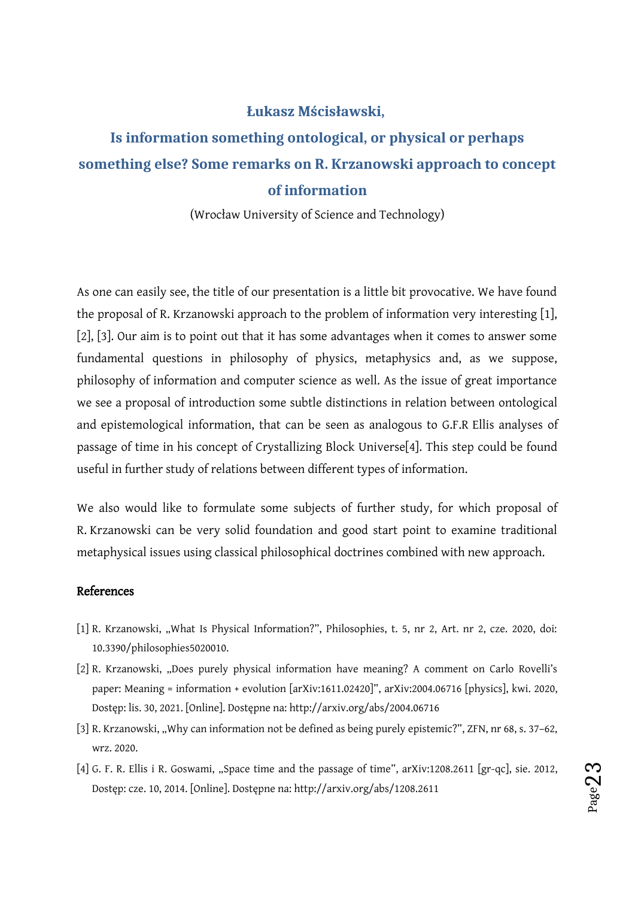**Łukasz Mścisławski,**

# Is information something ontological, or physical or perhaps something else? Some remarks on R. Krzanowski approach to concept of information

(Wrocław University of Science and Technology)

As one can easily see, the title of our presentation is a little bit provocative. We have found the proposal of R. Krzanowski approach to the problem of information very interesting [1], [2], [3]. Our aim is to point out that it has some advantages when it comes to answer some fundamental questions in philosophy of physics, metaphysics and, as we suppose, philosophy of information and computer science as well. As the issue of great importance we see a proposal of introduction some subtle distinctions in relation between ontological and epistemological information, that can be seen as analogous to G.F.R Ellis analyses of passage of time in his concept of Crystallizing Block Universe[4]. This step could be found useful in further study of relations between different types of information.

We also would like to formulate some subjects of further study, for which proposal of R. Krzanowski can be very solid foundation and good start point to examine traditional metaphysical issues using classical philosophical doctrines combined with new approach.

## References

[1] R. Krzanowski, „What Is Physical Information?", Philosophies, t. 5, nr 2, Art. nr 2, cze. 2020, doi: 10.3390/philosophies5020010.

[2] R. Krzanowski, „Does purely physical information have meaning? A comment on Carlo Rovelli's paper: Meaning = information + evolution [arXiv:1611.02420]", arXiv:2004.06716 [physics], kwi. 2020, Dostęp: lis. 30, 2021. [Online]. Dostępne na: http://arxiv.org/abs/2004.06716

[3] R. Krzanowski, „Why can information not be defined as being purely epistemic?", ZFN, nr 68, s. 37–62, wrz. 2020.

[4] G. F. R. Ellis i R. Goswami, „Space time and the passage of time", arXiv:1208.2611 [gr-qc], sie. 2012, Dostęp: cze. 10, 2014. [Online]. Dostępne na: http://arxiv.org/abs/1208.2611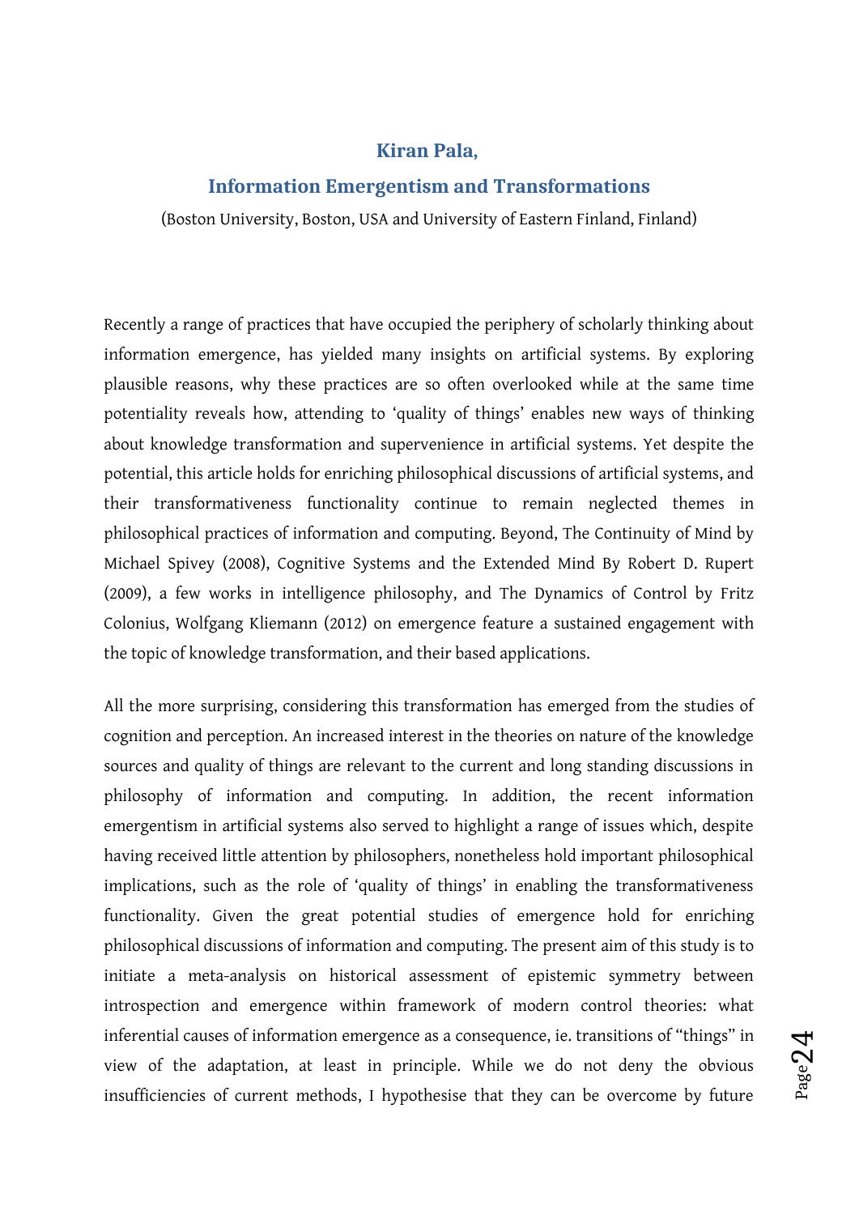## Kiran Pala,

## Information Emergentism and Transformations

(Boston University, Boston, USA and University of Eastern Finland, Finland)

Recently a range of practices that have occupied the periphery of scholarly thinking about information emergence, has yielded many insights on artificial systems. By exploring plausible reasons, why these practices are so often overlooked while at the same time potentiality reveals how, attending to 'quality of things' enables new ways of thinking about knowledge transformation and supervenience in artificial systems. Yet despite the potential, this article holds for enriching philosophical discussions of artificial systems, and their transformativeness functionality continue to remain neglected themes in philosophical practices of information and computing. Beyond, The Continuity of Mind by Michael Spivey (2008), Cognitive Systems and the Extended Mind By Robert D. Rupert (2009), a few works in intelligence philosophy, and The Dynamics of Control by Fritz Colonius, Wolfgang Kliemann (2012) on emergence feature a sustained engagement with the topic of knowledge transformation, and their based applications.

All the more surprising, considering this transformation has emerged from the studies of cognition and perception. An increased interest in the theories on nature of the knowledge sources and quality of things are relevant to the current and long standing discussions in philosophy of information and computing. In addition, the recent information emergentism in artificial systems also served to highlight a range of issues which, despite having received little attention by philosophers, nonetheless hold important philosophical implications, such as the role of 'quality of things' in enabling the transformativeness functionality. Given the great potential studies of emergence hold for enriching philosophical discussions of information and computing. The present aim of this study is to initiate a meta-analysis on historical assessment of epistemic symmetry between introspection and emergence within framework of modern control theories: what inferential causes of information emergence as a consequence, ie. transitions of "things" in view of the adaptation, at least in principle. While we do not deny the obvious insufficiencies of current methods, I hypothesise that they can be overcome by future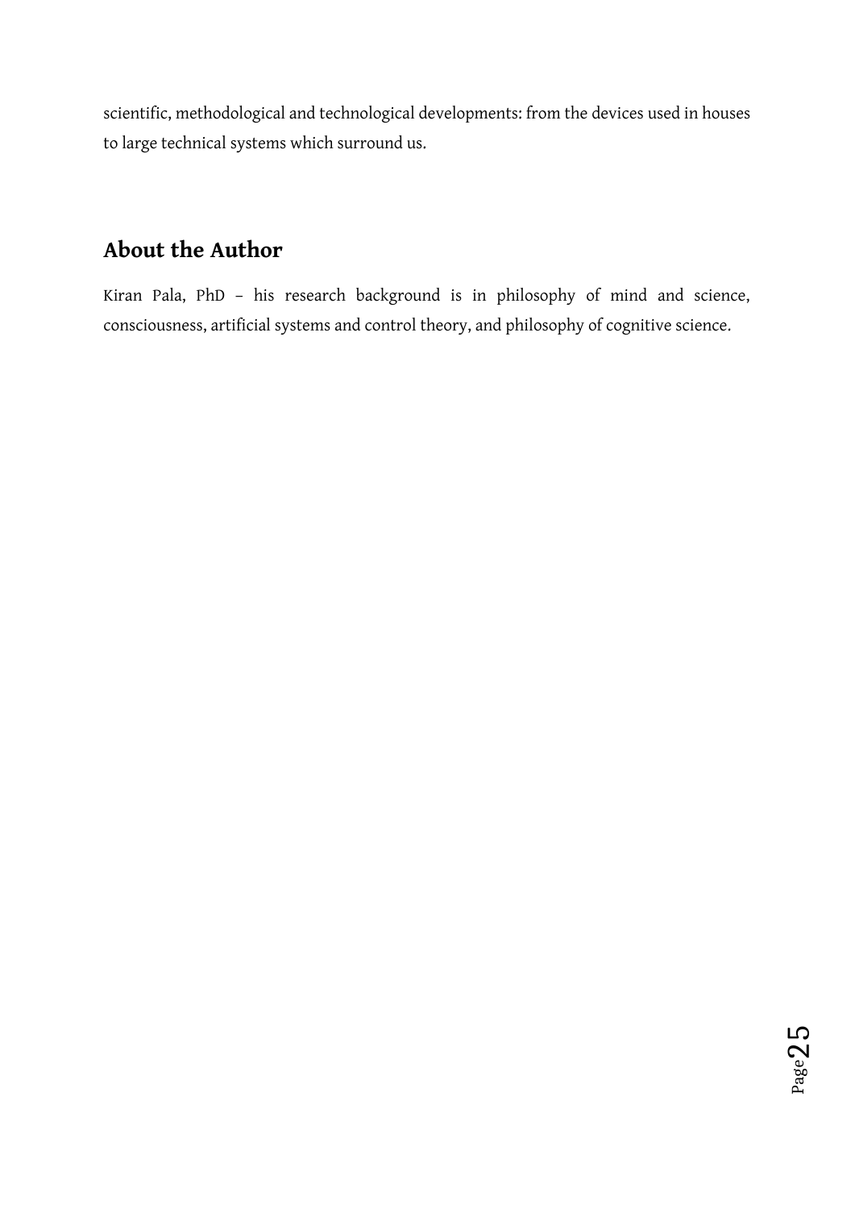scientific, methodological and technological developments: from the devices used in houses to large technical systems which surround us.

## About the Author

Kiran Pala, PhD – his research background is in philosophy of mind and science, consciousness, artificial systems and control theory, and philosophy of cognitive science.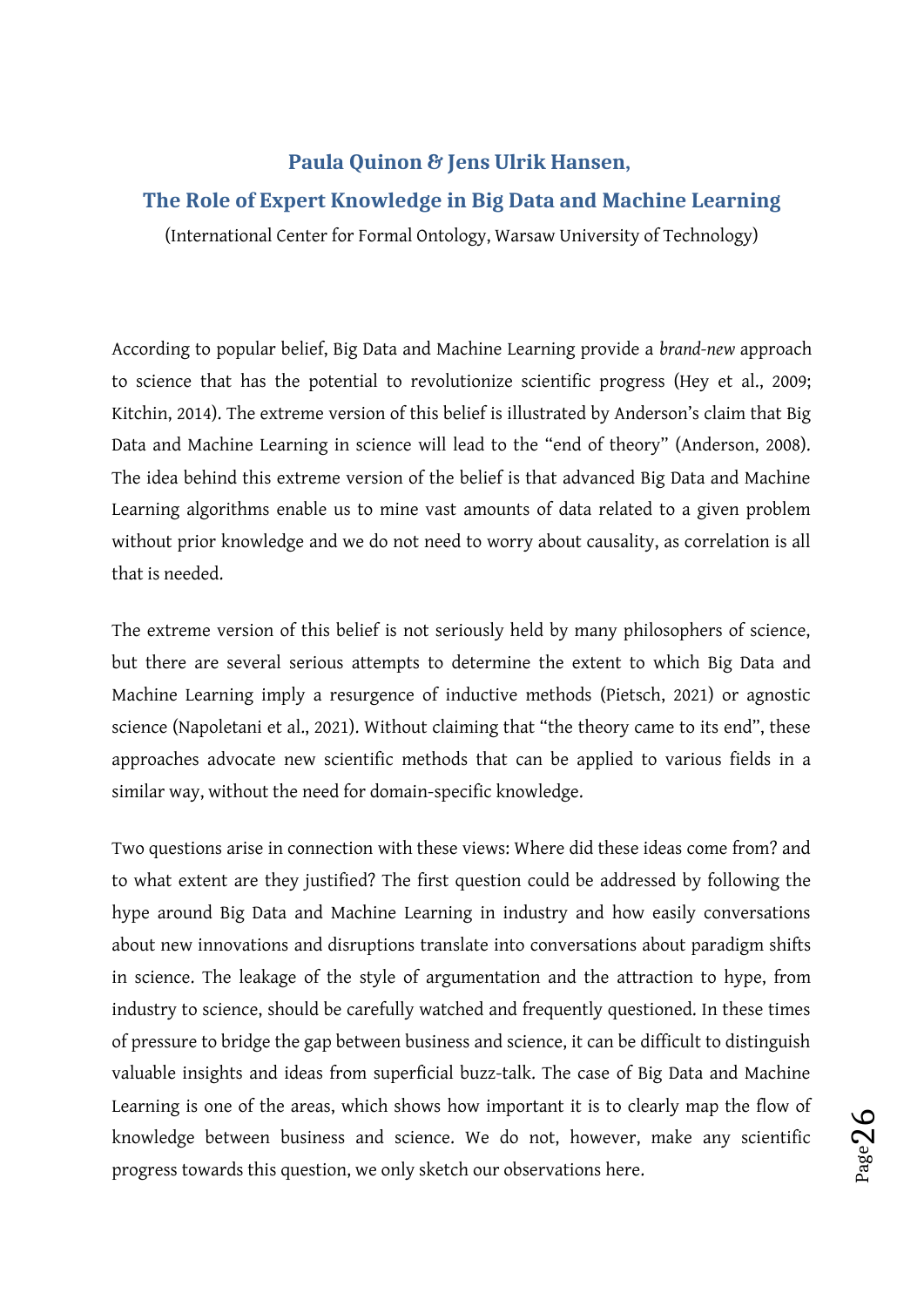## Paula Quinon & Jens Ulrik Hansen,

## The Role of Expert Knowledge in Big Data and Machine Learning

(International Center for Formal Ontology, Warsaw University of Technology)

According to popular belief, Big Data and Machine Learning provide a *brand-new* approach to science that has the potential to revolutionize scientific progress (Hey et al., 2009; Kitchin, 2014). The extreme version of this belief is illustrated by Anderson's claim that Big Data and Machine Learning in science will lead to the "end of theory" (Anderson, 2008). The idea behind this extreme version of the belief is that advanced Big Data and Machine Learning algorithms enable us to mine vast amounts of data related to a given problem without prior knowledge and we do not need to worry about causality, as correlation is all that is needed.

The extreme version of this belief is not seriously held by many philosophers of science, but there are several serious attempts to determine the extent to which Big Data and Machine Learning imply a resurgence of inductive methods (Pietsch, 2021) or agnostic science (Napoletani et al., 2021). Without claiming that "the theory came to its end", these approaches advocate new scientific methods that can be applied to various fields in a similar way, without the need for domain-specific knowledge.

Two questions arise in connection with these views: Where did these ideas come from? and to what extent are they justified? The first question could be addressed by following the hype around Big Data and Machine Learning in industry and how easily conversations about new innovations and disruptions translate into conversations about paradigm shifts in science. The leakage of the style of argumentation and the attraction to hype, from industry to science, should be carefully watched and frequently questioned. In these times of pressure to bridge the gap between business and science, it can be difficult to distinguish valuable insights and ideas from superficial buzz-talk. The case of Big Data and Machine Learning is one of the areas, which shows how important it is to clearly map the flow of knowledge between business and science. We do not, however, make any scientific progress towards this question, we only sketch our observations here.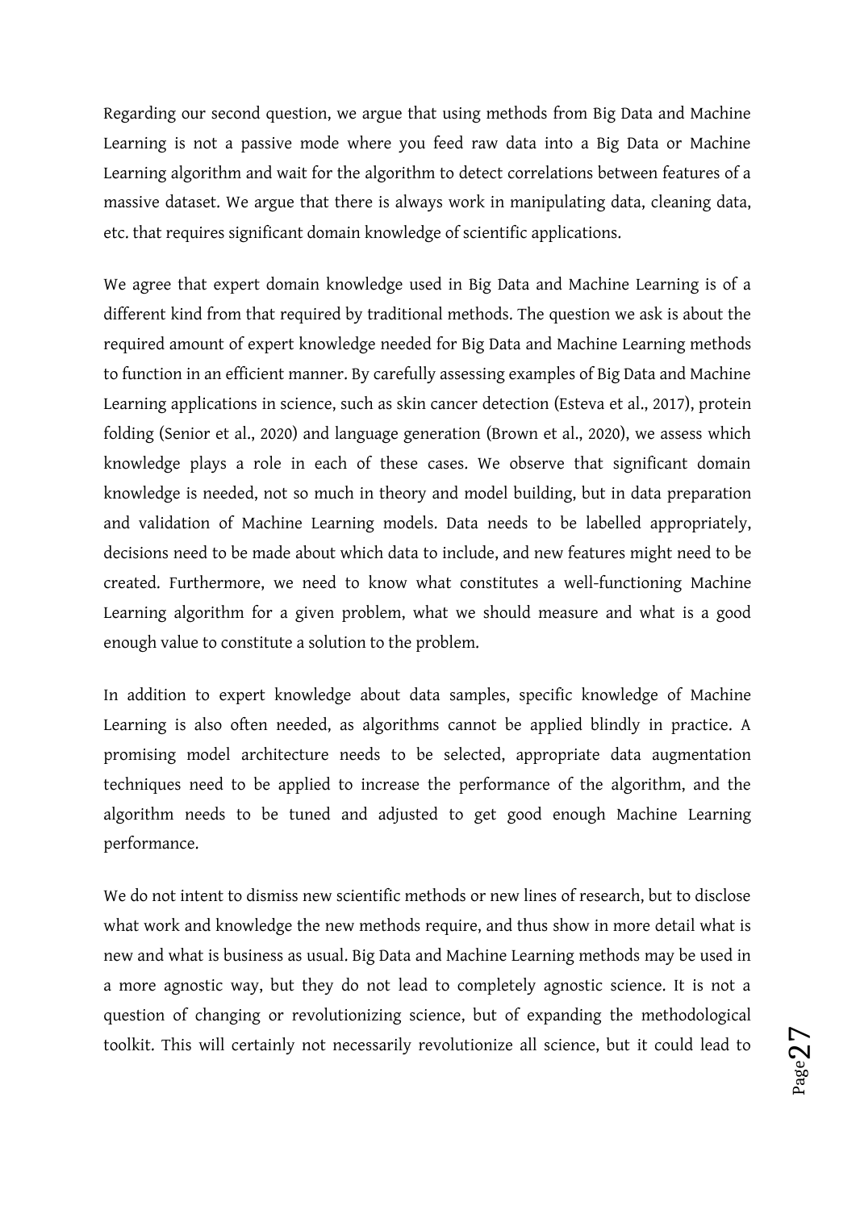Regarding our second question, we argue that using methods from Big Data and Machine Learning is not a passive mode where you feed raw data into a Big Data or Machine Learning algorithm and wait for the algorithm to detect correlations between features of a massive dataset. We argue that there is always work in manipulating data, cleaning data, etc. that requires significant domain knowledge of scientific applications.

We agree that expert domain knowledge used in Big Data and Machine Learning is of a different kind from that required by traditional methods. The question we ask is about the required amount of expert knowledge needed for Big Data and Machine Learning methods to function in an efficient manner. By carefully assessing examples of Big Data and Machine Learning applications in science, such as skin cancer detection (Esteva et al., 2017), protein folding (Senior et al., 2020) and language generation (Brown et al., 2020), we assess which knowledge plays a role in each of these cases. We observe that significant domain knowledge is needed, not so much in theory and model building, but in data preparation and validation of Machine Learning models. Data needs to be labelled appropriately, decisions need to be made about which data to include, and new features might need to be created. Furthermore, we need to know what constitutes a well-functioning Machine Learning algorithm for a given problem, what we should measure and what is a good enough value to constitute a solution to the problem.

In addition to expert knowledge about data samples, specific knowledge of Machine Learning is also often needed, as algorithms cannot be applied blindly in practice. A promising model architecture needs to be selected, appropriate data augmentation techniques need to be applied to increase the performance of the algorithm, and the algorithm needs to be tuned and adjusted to get good enough Machine Learning performance.

We do not intent to dismiss new scientific methods or new lines of research, but to disclose what work and knowledge the new methods require, and thus show in more detail what is new and what is business as usual. Big Data and Machine Learning methods may be used in a more agnostic way, but they do not lead to completely agnostic science. It is not a question of changing or revolutionizing science, but of expanding the methodological toolkit. This will certainly not necessarily revolutionize all science, but it could lead to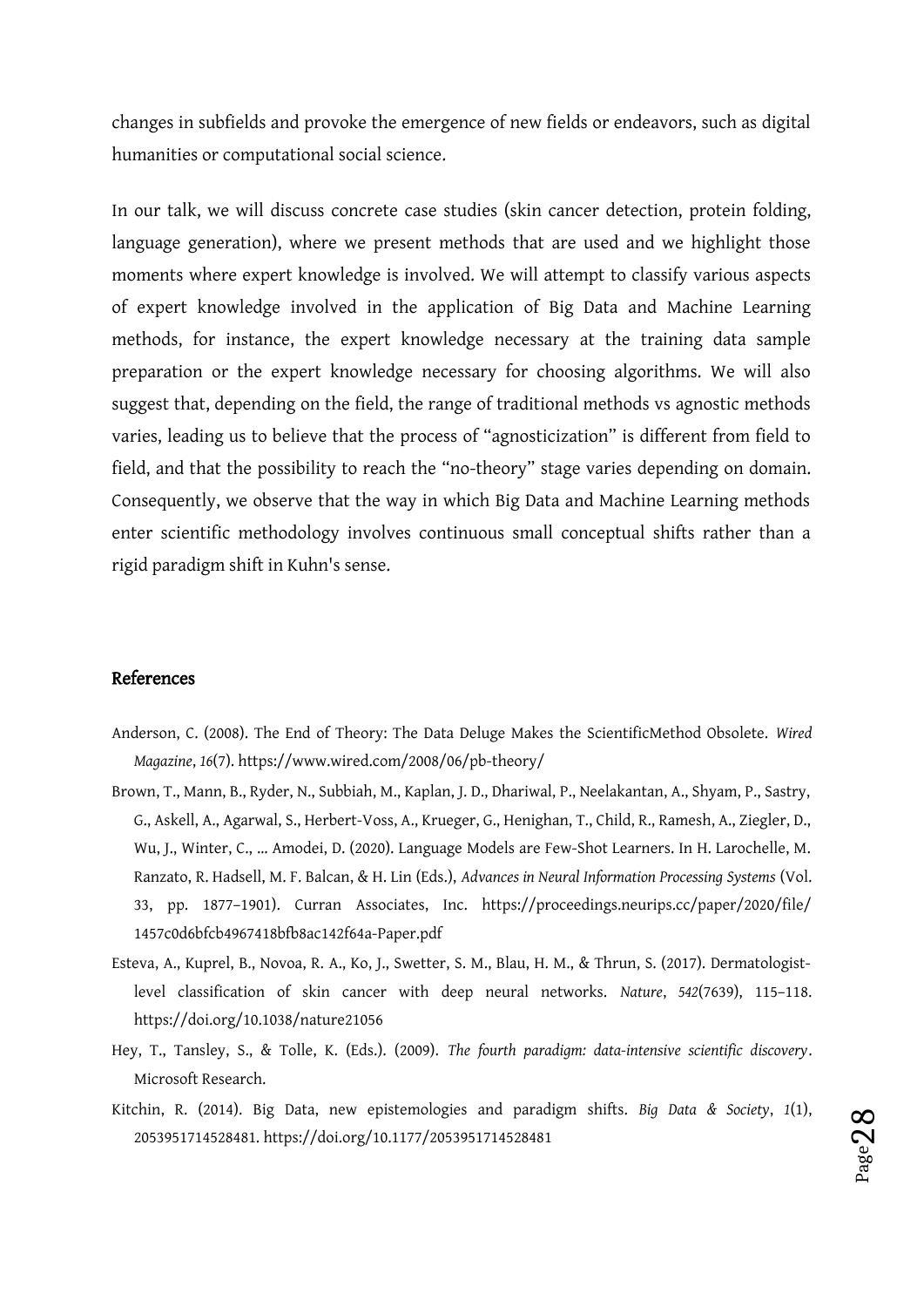changes in subfields and provoke the emergence of new fields or endeavors, such as digital humanities or computational social science.

In our talk, we will discuss concrete case studies (skin cancer detection, protein folding, language generation), where we present methods that are used and we highlight those moments where expert knowledge is involved. We will attempt to classify various aspects of expert knowledge involved in the application of Big Data and Machine Learning methods, for instance, the expert knowledge necessary at the training data sample preparation or the expert knowledge necessary for choosing algorithms. We will also suggest that, depending on the field, the range of traditional methods vs agnostic methods varies, leading us to believe that the process of "agnosticization" is different from field to field, and that the possibility to reach the "no-theory" stage varies depending on domain. Consequently, we observe that the way in which Big Data and Machine Learning methods enter scientific methodology involves continuous small conceptual shifts rather than a rigid paradigm shift in Kuhn's sense.

## References

Anderson, C. (2008). The End of Theory: The Data Deluge Makes the ScientificMethod Obsolete. *Wired Magazine*, *16*(7). https://www.wired.com/2008/06/pb-theory/

Brown, T., Mann, B., Ryder, N., Subbiah, M., Kaplan, J. D., Dhariwal, P., Neelakantan, A., Shyam, P., Sastry, G., Askell, A., Agarwal, S., Herbert-Voss, A., Krueger, G., Henighan, T., Child, R., Ramesh, A., Ziegler, D., Wu, J., Winter, C., … Amodei, D. (2020). Language Models are Few-Shot Learners. In H. Larochelle, M. Ranzato, R. Hadsell, M. F. Balcan, & H. Lin (Eds.), *Advances in Neural Information Processing Systems* (Vol. 33, pp. 1877–1901). Curran Associates, Inc. https://proceedings.neurips.cc/paper/2020/file/1457c0d6bfcb4967418bfb8ac142f64a-Paper.pdf

Esteva, A., Kuprel, B., Novoa, R. A., Ko, J., Swetter, S. M., Blau, H. M., & Thrun, S. (2017). Dermatologist-level classification of skin cancer with deep neural networks. *Nature*, *542*(7639), 115–118. https://doi.org/10.1038/nature21056

Hey, T., Tansley, S., & Tolle, K. (Eds.). (2009). *The fourth paradigm: data-intensive scientific discovery*. Microsoft Research.

Kitchin, R. (2014). Big Data, new epistemologies and paradigm shifts. *Big Data & Society*, *1*(1), 2053951714528481. https://doi.org/10.1177/2053951714528481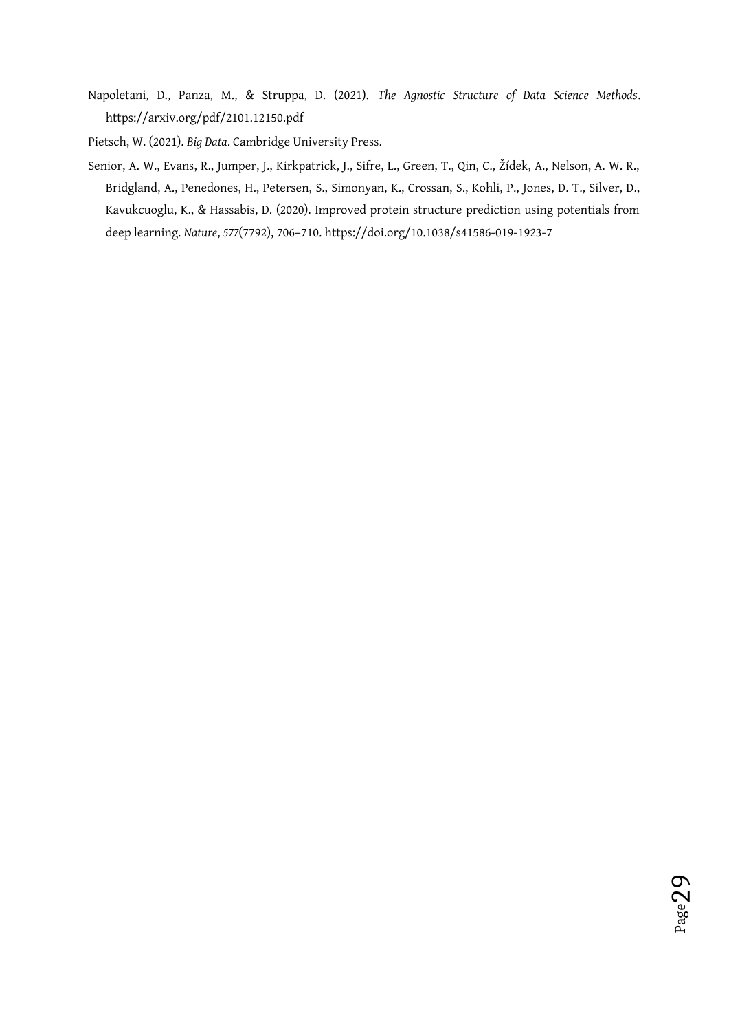Napoletani, D., Panza, M., & Struppa, D. (2021). *The Agnostic Structure of Data Science Methods*. https://arxiv.org/pdf/2101.12150.pdf

Pietsch, W. (2021). *Big Data*. Cambridge University Press.

Senior, A. W., Evans, R., Jumper, J., Kirkpatrick, J., Sifre, L., Green, T., Qin, C., Žídek, A., Nelson, A. W. R., Bridgland, A., Penedones, H., Petersen, S., Simonyan, K., Crossan, S., Kohli, P., Jones, D. T., Silver, D., Kavukcuoglu, K., & Hassabis, D. (2020). Improved protein structure prediction using potentials from deep learning. *Nature*, *577*(7792), 706–710. https://doi.org/10.1038/s41586-019-1923-7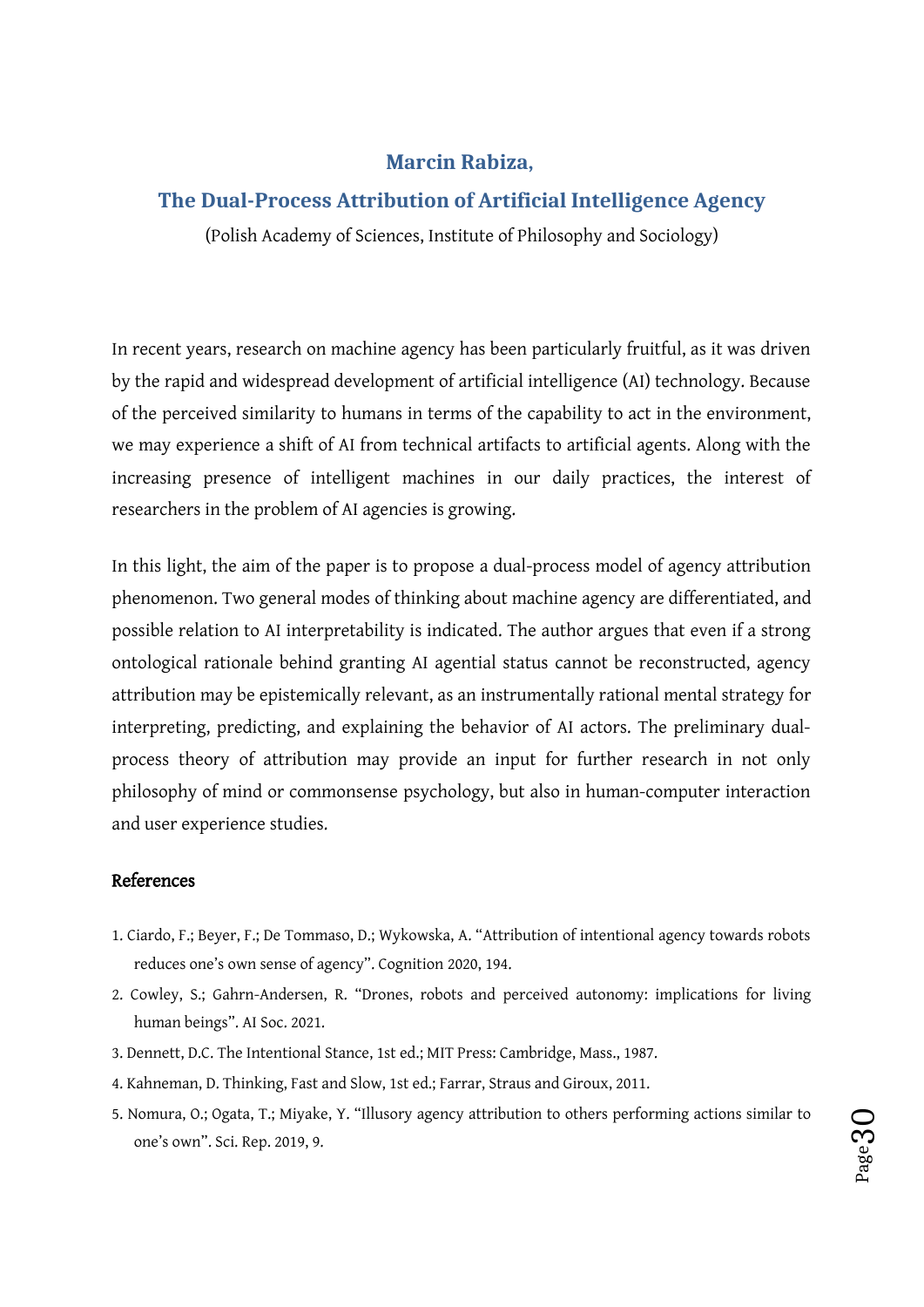## Marcin Rabiza,

## The Dual-Process Attribution of Artificial Intelligence Agency

(Polish Academy of Sciences, Institute of Philosophy and Sociology)

In recent years, research on machine agency has been particularly fruitful, as it was driven by the rapid and widespread development of artificial intelligence (AI) technology. Because of the perceived similarity to humans in terms of the capability to act in the environment, we may experience a shift of AI from technical artifacts to artificial agents. Along with the increasing presence of intelligent machines in our daily practices, the interest of researchers in the problem of AI agencies is growing.

In this light, the aim of the paper is to propose a dual-process model of agency attribution phenomenon. Two general modes of thinking about machine agency are differentiated, and possible relation to AI interpretability is indicated. The author argues that even if a strong ontological rationale behind granting AI agential status cannot be reconstructed, agency attribution may be epistemically relevant, as an instrumentally rational mental strategy for interpreting, predicting, and explaining the behavior of AI actors. The preliminary dual-process theory of attribution may provide an input for further research in not only philosophy of mind or commonsense psychology, but also in human-computer interaction and user experience studies.

### References

1. Ciardo, F.; Beyer, F.; De Tommaso, D.; Wykowska, A. "Attribution of intentional agency towards robots reduces one's own sense of agency". Cognition 2020, 194.
2. Cowley, S.; Gahrn-Andersen, R. "Drones, robots and perceived autonomy: implications for living human beings". AI Soc. 2021.
3. Dennett, D.C. The Intentional Stance, 1st ed.; MIT Press: Cambridge, Mass., 1987.
4. Kahneman, D. Thinking, Fast and Slow, 1st ed.; Farrar, Straus and Giroux, 2011.
5. Nomura, O.; Ogata, T.; Miyake, Y. "Illusory agency attribution to others performing actions similar to one's own". Sci. Rep. 2019, 9.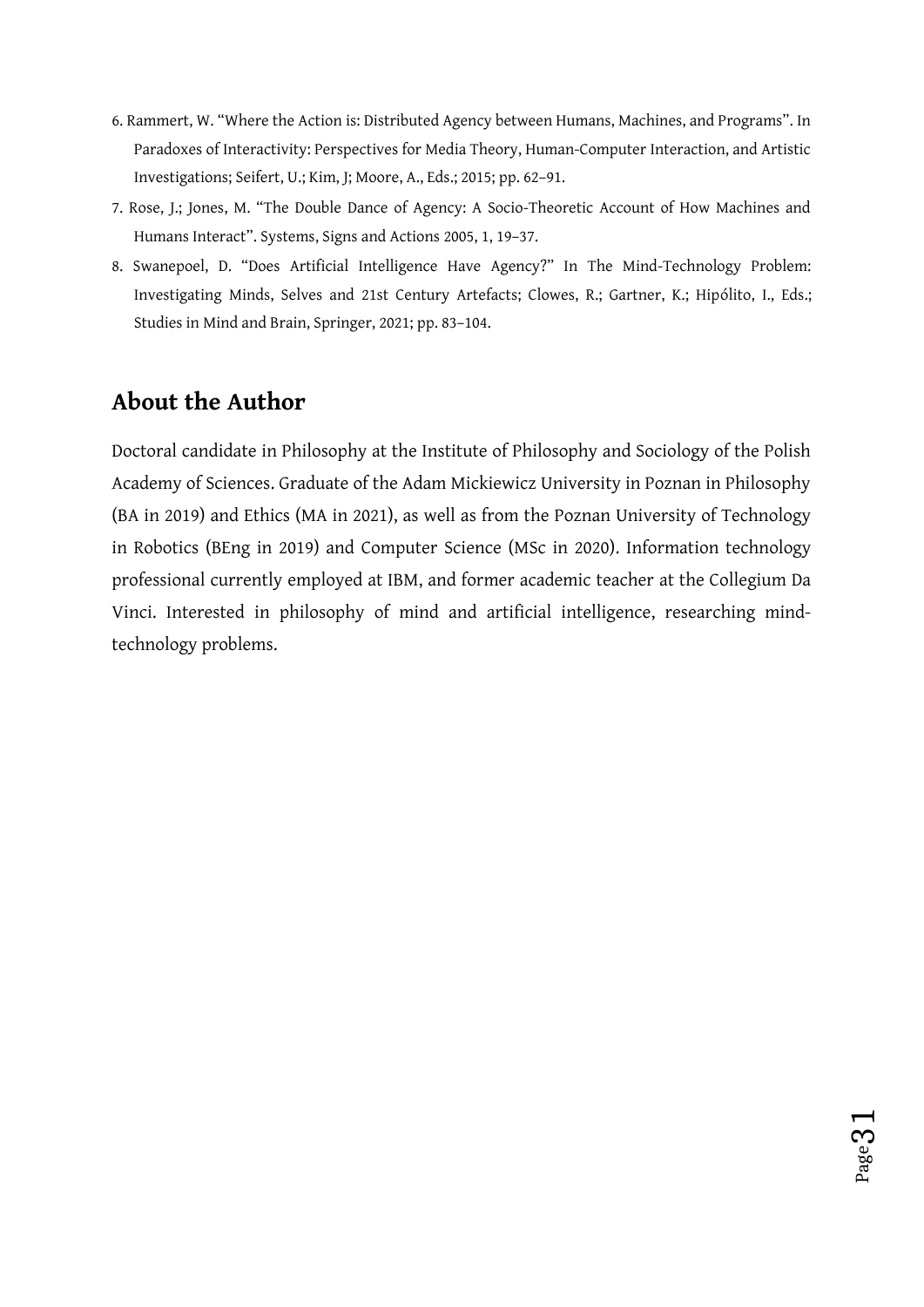6. Rammert, W. "Where the Action is: Distributed Agency between Humans, Machines, and Programs". In Paradoxes of Interactivity: Perspectives for Media Theory, Human-Computer Interaction, and Artistic Investigations; Seifert, U.; Kim, J; Moore, A., Eds.; 2015; pp. 62–91.
7. Rose, J.; Jones, M. "The Double Dance of Agency: A Socio-Theoretic Account of How Machines and Humans Interact". Systems, Signs and Actions 2005, 1, 19–37.
8. Swanepoel, D. "Does Artificial Intelligence Have Agency?" In The Mind-Technology Problem: Investigating Minds, Selves and 21st Century Artefacts; Clowes, R.; Gartner, K.; Hipólito, I., Eds.; Studies in Mind and Brain, Springer, 2021; pp. 83–104.

## About the Author

Doctoral candidate in Philosophy at the Institute of Philosophy and Sociology of the Polish Academy of Sciences. Graduate of the Adam Mickiewicz University in Poznan in Philosophy (BA in 2019) and Ethics (MA in 2021), as well as from the Poznan University of Technology in Robotics (BEng in 2019) and Computer Science (MSc in 2020). Information technology professional currently employed at IBM, and former academic teacher at the Collegium Da Vinci. Interested in philosophy of mind and artificial intelligence, researching mind-technology problems.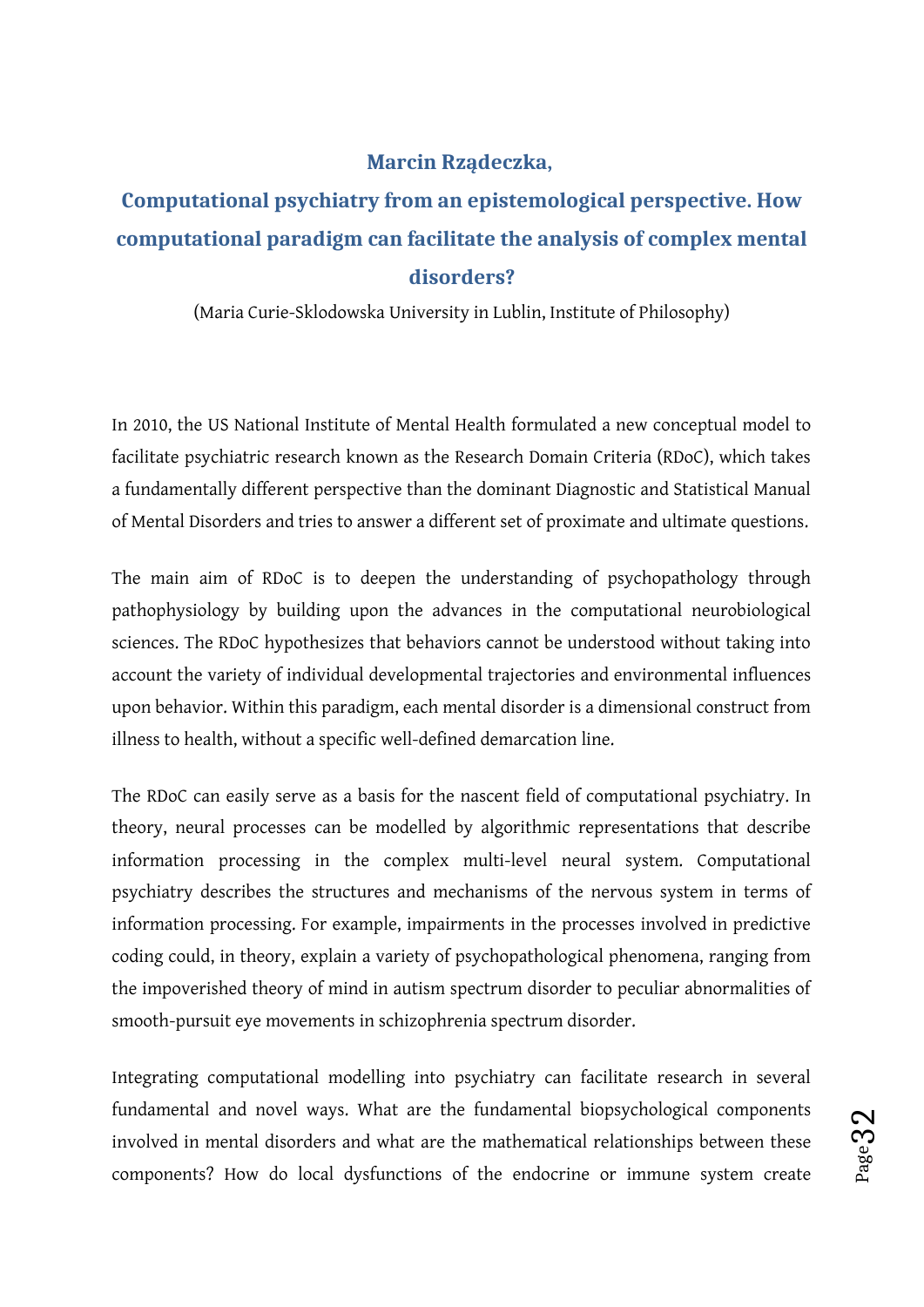**Marcin Rządeczka,**

## Computational psychiatry from an epistemological perspective. How computational paradigm can facilitate the analysis of complex mental disorders?

(Maria Curie-Sklodowska University in Lublin, Institute of Philosophy)

In 2010, the US National Institute of Mental Health formulated a new conceptual model to facilitate psychiatric research known as the Research Domain Criteria (RDoC), which takes a fundamentally different perspective than the dominant Diagnostic and Statistical Manual of Mental Disorders and tries to answer a different set of proximate and ultimate questions.

The main aim of RDoC is to deepen the understanding of psychopathology through pathophysiology by building upon the advances in the computational neurobiological sciences. The RDoC hypothesizes that behaviors cannot be understood without taking into account the variety of individual developmental trajectories and environmental influences upon behavior. Within this paradigm, each mental disorder is a dimensional construct from illness to health, without a specific well-defined demarcation line.

The RDoC can easily serve as a basis for the nascent field of computational psychiatry. In theory, neural processes can be modelled by algorithmic representations that describe information processing in the complex multi-level neural system. Computational psychiatry describes the structures and mechanisms of the nervous system in terms of information processing. For example, impairments in the processes involved in predictive coding could, in theory, explain a variety of psychopathological phenomena, ranging from the impoverished theory of mind in autism spectrum disorder to peculiar abnormalities of smooth-pursuit eye movements in schizophrenia spectrum disorder.

Integrating computational modelling into psychiatry can facilitate research in several fundamental and novel ways. What are the fundamental biopsychological components involved in mental disorders and what are the mathematical relationships between these components? How do local dysfunctions of the endocrine or immune system create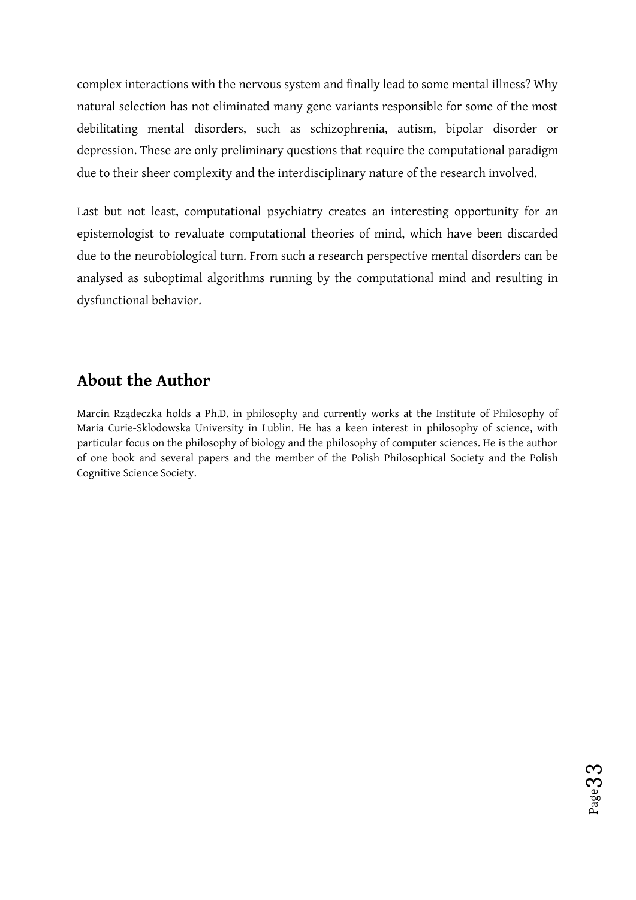complex interactions with the nervous system and finally lead to some mental illness? Why natural selection has not eliminated many gene variants responsible for some of the most debilitating mental disorders, such as schizophrenia, autism, bipolar disorder or depression. These are only preliminary questions that require the computational paradigm due to their sheer complexity and the interdisciplinary nature of the research involved.

Last but not least, computational psychiatry creates an interesting opportunity for an epistemologist to revaluate computational theories of mind, which have been discarded due to the neurobiological turn. From such a research perspective mental disorders can be analysed as suboptimal algorithms running by the computational mind and resulting in dysfunctional behavior.

## About the Author

Marcin Rządeczka holds a Ph.D. in philosophy and currently works at the Institute of Philosophy of Maria Curie-Sklodowska University in Lublin. He has a keen interest in philosophy of science, with particular focus on the philosophy of biology and the philosophy of computer sciences. He is the author of one book and several papers and the member of the Polish Philosophical Society and the Polish Cognitive Science Society.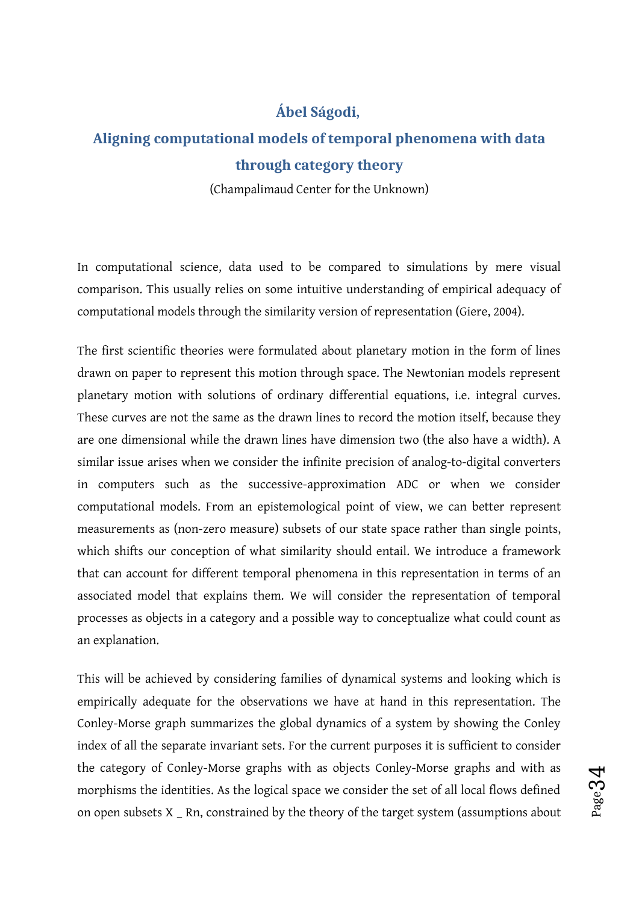### Ábel Ságodi,

### Aligning computational models of temporal phenomena with data through category theory

(Champalimaud Center for the Unknown)

In computational science, data used to be compared to simulations by mere visual comparison. This usually relies on some intuitive understanding of empirical adequacy of computational models through the similarity version of representation (Giere, 2004).

The first scientific theories were formulated about planetary motion in the form of lines drawn on paper to represent this motion through space. The Newtonian models represent planetary motion with solutions of ordinary differential equations, i.e. integral curves. These curves are not the same as the drawn lines to record the motion itself, because they are one dimensional while the drawn lines have dimension two (the also have a width). A similar issue arises when we consider the infinite precision of analog-to-digital converters in computers such as the successive-approximation ADC or when we consider computational models. From an epistemological point of view, we can better represent measurements as (non-zero measure) subsets of our state space rather than single points, which shifts our conception of what similarity should entail. We introduce a framework that can account for different temporal phenomena in this representation in terms of an associated model that explains them. We will consider the representation of temporal processes as objects in a category and a possible way to conceptualize what could count as an explanation.

This will be achieved by considering families of dynamical systems and looking which is empirically adequate for the observations we have at hand in this representation. The Conley-Morse graph summarizes the global dynamics of a system by showing the Conley index of all the separate invariant sets. For the current purposes it is sufficient to consider the category of Conley-Morse graphs with as objects Conley-Morse graphs and with as morphisms the identities. As the logical space we consider the set of all local flows defined on open subsets X _ Rn, constrained by the theory of the target system (assumptions about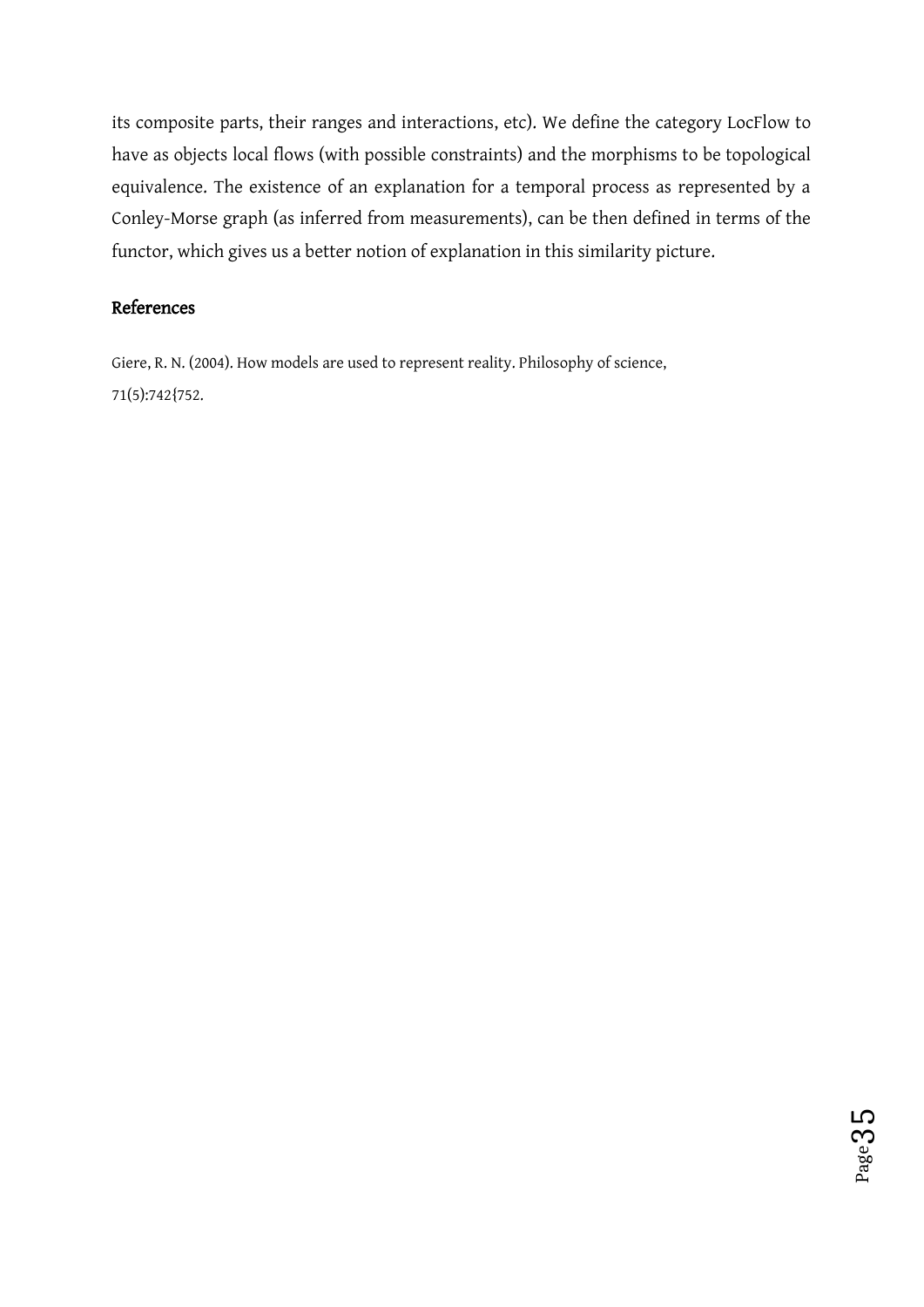its composite parts, their ranges and interactions, etc). We define the category LocFlow to have as objects local flows (with possible constraints) and the morphisms to be topological equivalence. The existence of an explanation for a temporal process as represented by a Conley-Morse graph (as inferred from measurements), can be then defined in terms of the functor, which gives us a better notion of explanation in this similarity picture.

## References

Giere, R. N. (2004). How models are used to represent reality. Philosophy of science, 71(5):742{752.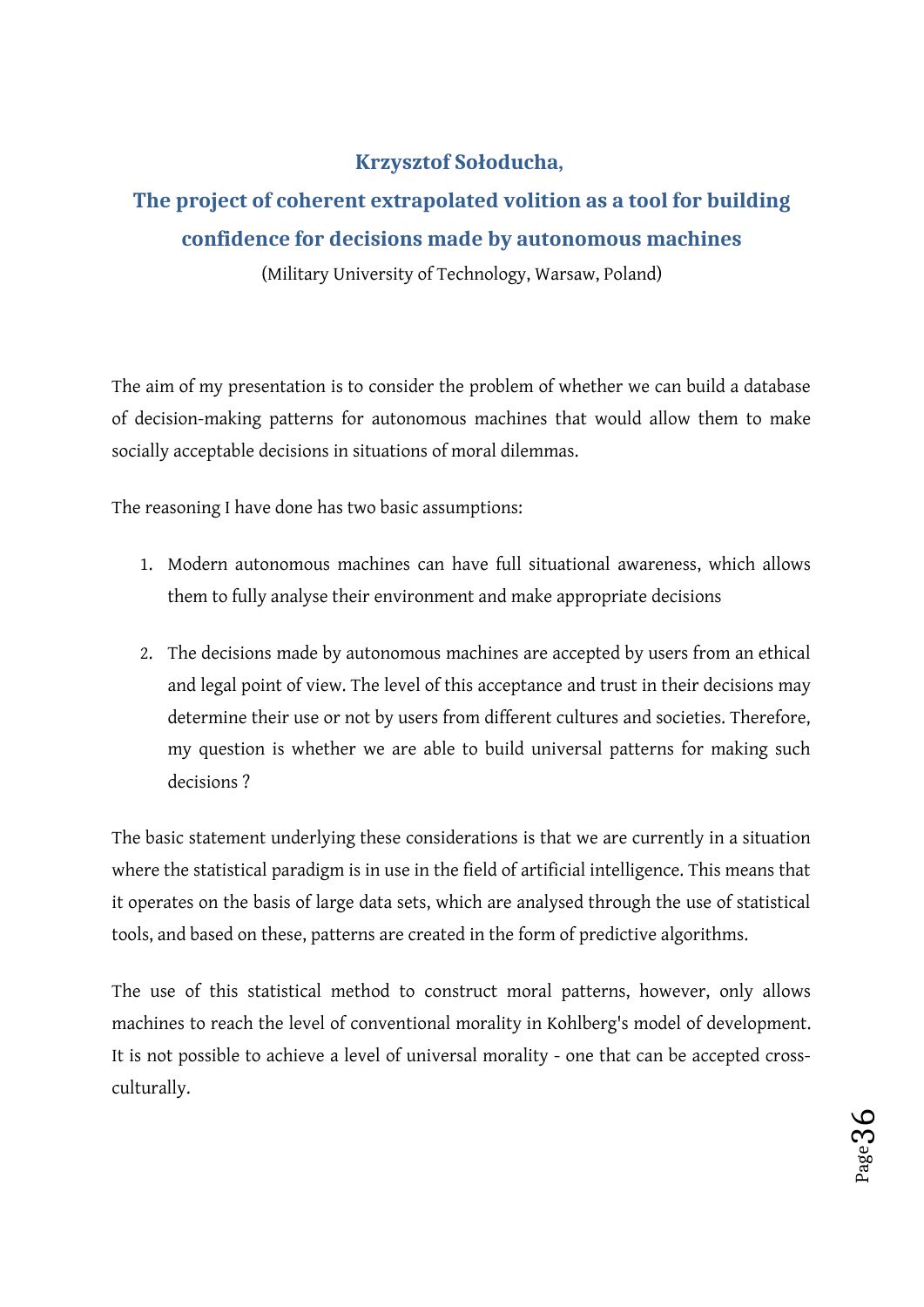## Krzysztof Sołoducha,

## The project of coherent extrapolated volition as a tool for building confidence for decisions made by autonomous machines

(Military University of Technology, Warsaw, Poland)

The aim of my presentation is to consider the problem of whether we can build a database of decision-making patterns for autonomous machines that would allow them to make socially acceptable decisions in situations of moral dilemmas.

The reasoning I have done has two basic assumptions:

1. Modern autonomous machines can have full situational awareness, which allows them to fully analyse their environment and make appropriate decisions

2. The decisions made by autonomous machines are accepted by users from an ethical and legal point of view. The level of this acceptance and trust in their decisions may determine their use or not by users from different cultures and societies. Therefore, my question is whether we are able to build universal patterns for making such decisions ?

The basic statement underlying these considerations is that we are currently in a situation where the statistical paradigm is in use in the field of artificial intelligence. This means that it operates on the basis of large data sets, which are analysed through the use of statistical tools, and based on these, patterns are created in the form of predictive algorithms.

The use of this statistical method to construct moral patterns, however, only allows machines to reach the level of conventional morality in Kohlberg's model of development. It is not possible to achieve a level of universal morality - one that can be accepted cross-culturally.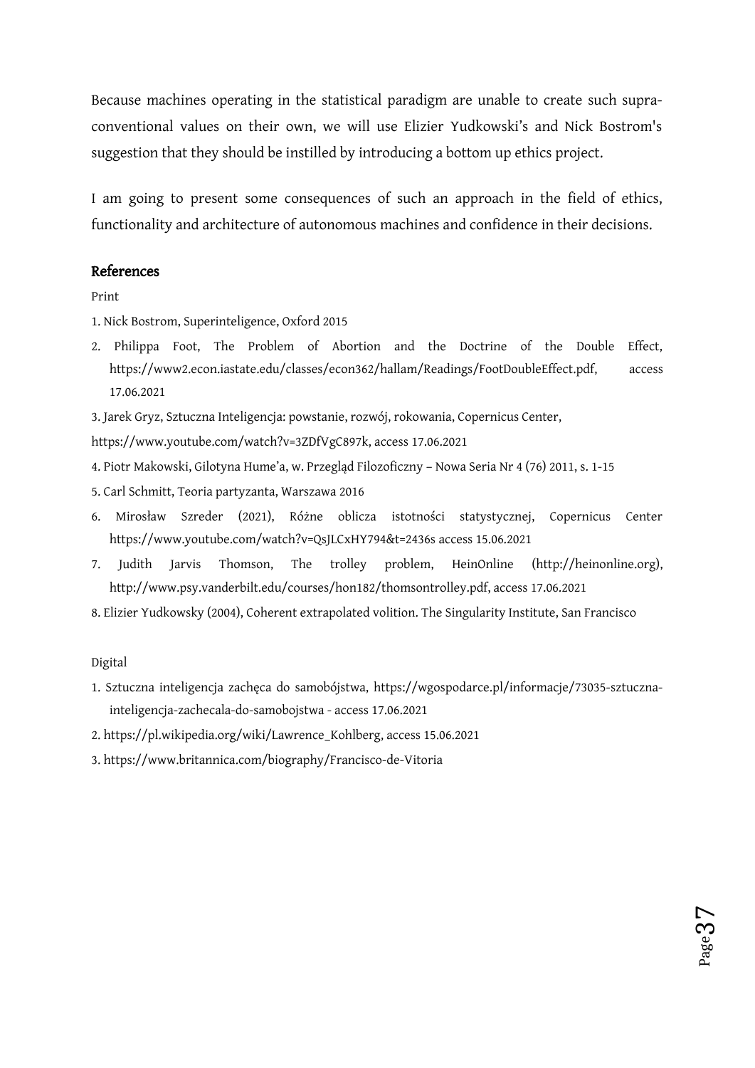Because machines operating in the statistical paradigm are unable to create such supra-conventional values on their own, we will use Elizier Yudkowski's and Nick Bostrom's suggestion that they should be instilled by introducing a bottom up ethics project.

I am going to present some consequences of such an approach in the field of ethics, functionality and architecture of autonomous machines and confidence in their decisions.

## References

Print

1. Nick Bostrom, Superinteligence, Oxford 2015
2. Philippa Foot, The Problem of Abortion and the Doctrine of the Double Effect, https://www2.econ.iastate.edu/classes/econ362/hallam/Readings/FootDoubleEffect.pdf, access 17.06.2021
3. Jarek Gryz, Sztuczna Inteligencja: powstanie, rozwój, rokowania, Copernicus Center, https://www.youtube.com/watch?v=3ZDfVgC897k, access 17.06.2021
4. Piotr Makowski, Gilotyna Hume'a, w. Przegląd Filozoficzny – Nowa Seria Nr 4 (76) 2011, s. 1-15
5. Carl Schmitt, Teoria partyzanta, Warszawa 2016
6. Mirosław Szreder (2021), Różne oblicza istotności statystycznej, Copernicus Center https://www.youtube.com/watch?v=QsJLCxHY794&t=2436s access 15.06.2021
7. Judith Jarvis Thomson, The trolley problem, HeinOnline (http://heinonline.org), http://www.psy.vanderbilt.edu/courses/hon182/thomsontrolley.pdf, access 17.06.2021
8. Elizier Yudkowsky (2004), Coherent extrapolated volition. The Singularity Institute, San Francisco

Digital

1. Sztuczna inteligencja zachęca do samobójstwa, https://wgospodarce.pl/informacje/73035-sztuczna-inteligencja-zachecala-do-samobojstwa - access 17.06.2021
2. https://pl.wikipedia.org/wiki/Lawrence_Kohlberg, access 15.06.2021
3. https://www.britannica.com/biography/Francisco-de-Vitoria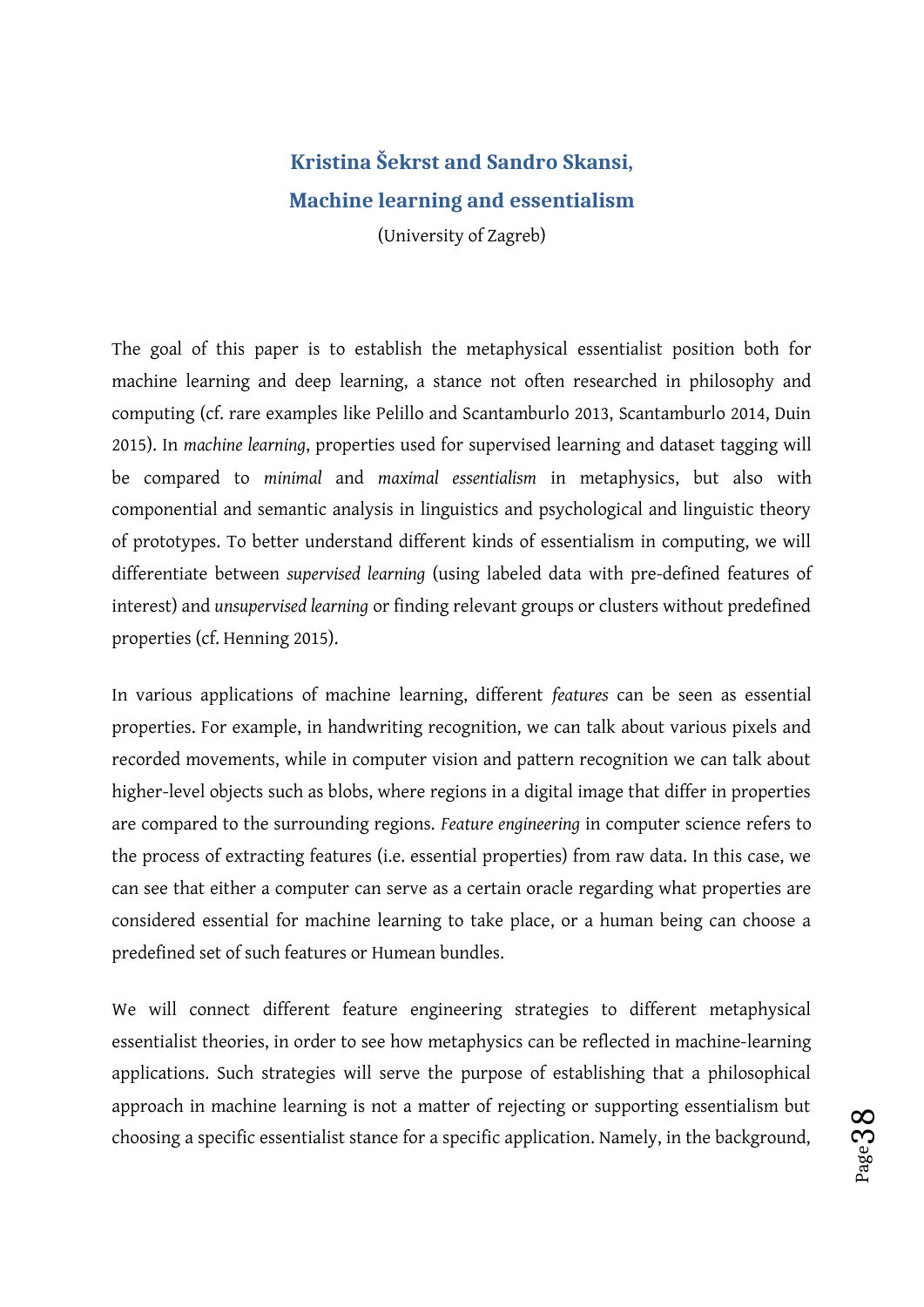## Kristina Šekrst and Sandro Skansi,

## Machine learning and essentialism

(University of Zagreb)

The goal of this paper is to establish the metaphysical essentialist position both for machine learning and deep learning, a stance not often researched in philosophy and computing (cf. rare examples like Pelillo and Scantamburlo 2013, Scantamburlo 2014, Duin 2015). In *machine learning*, properties used for supervised learning and dataset tagging will be compared to *minimal* and *maximal essentialism* in metaphysics, but also with componential and semantic analysis in linguistics and psychological and linguistic theory of prototypes. To better understand different kinds of essentialism in computing, we will differentiate between *supervised learning* (using labeled data with pre-defined features of interest) and *unsupervised learning* or finding relevant groups or clusters without predefined properties (cf. Henning 2015).

In various applications of machine learning, different *features* can be seen as essential properties. For example, in handwriting recognition, we can talk about various pixels and recorded movements, while in computer vision and pattern recognition we can talk about higher-level objects such as blobs, where regions in a digital image that differ in properties are compared to the surrounding regions. *Feature engineering* in computer science refers to the process of extracting features (i.e. essential properties) from raw data. In this case, we can see that either a computer can serve as a certain oracle regarding what properties are considered essential for machine learning to take place, or a human being can choose a predefined set of such features or Humean bundles.

We will connect different feature engineering strategies to different metaphysical essentialist theories, in order to see how metaphysics can be reflected in machine-learning applications. Such strategies will serve the purpose of establishing that a philosophical approach in machine learning is not a matter of rejecting or supporting essentialism but choosing a specific essentialist stance for a specific application. Namely, in the background,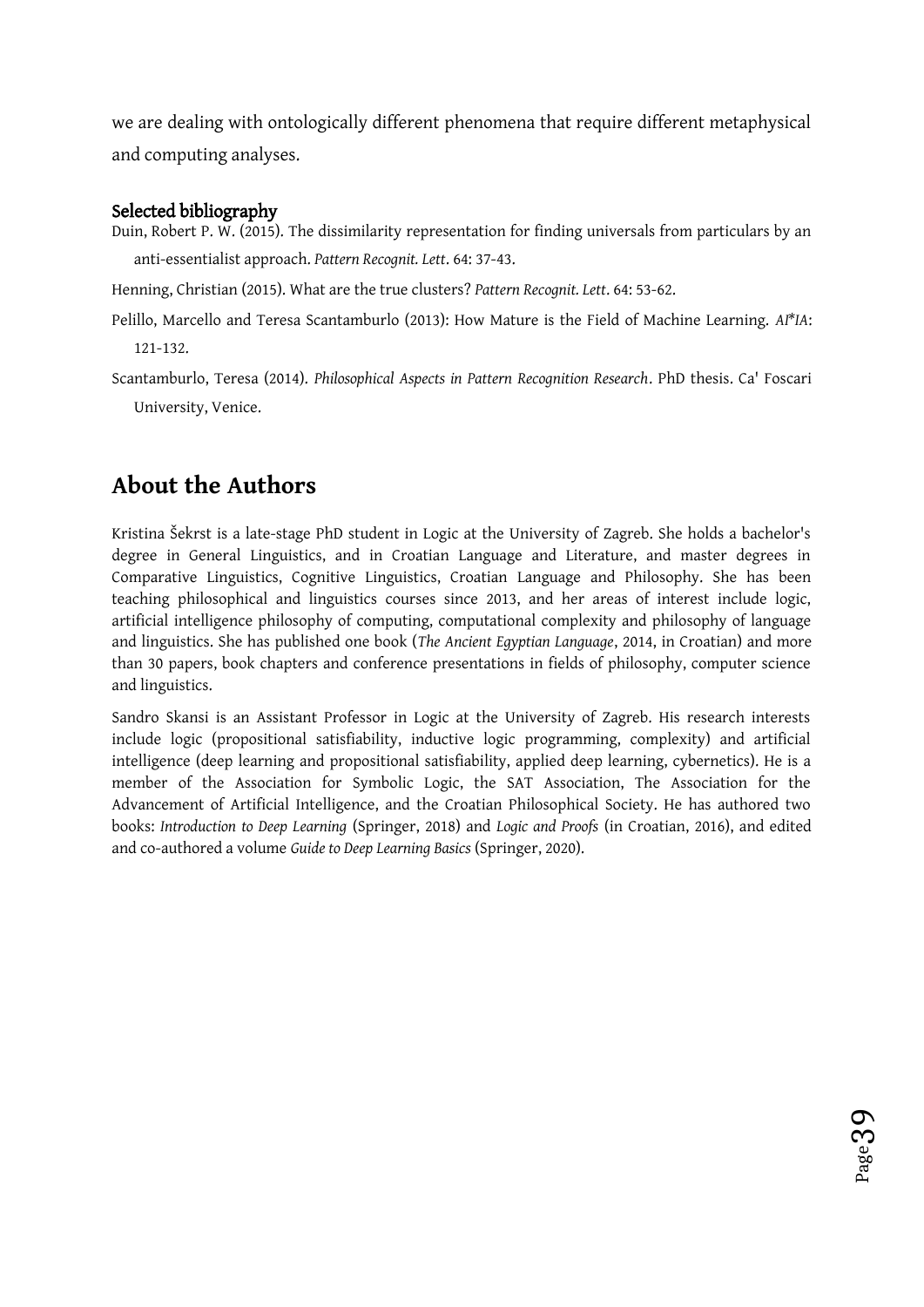we are dealing with ontologically different phenomena that require different metaphysical and computing analyses.

### Selected bibliography

Duin, Robert P. W. (2015). The dissimilarity representation for finding universals from particulars by an anti-essentialist approach. *Pattern Recognit. Lett*. 64: 37-43.

Henning, Christian (2015). What are the true clusters? *Pattern Recognit. Lett*. 64: 53-62.

Pelillo, Marcello and Teresa Scantamburlo (2013): How Mature is the Field of Machine Learning. *AI*IA*: 121-132.

Scantamburlo, Teresa (2014). *Philosophical Aspects in Pattern Recognition Research*. PhD thesis. Ca' Foscari University, Venice.

## About the Authors

Kristina Šekrst is a late-stage PhD student in Logic at the University of Zagreb. She holds a bachelor's degree in General Linguistics, and in Croatian Language and Literature, and master degrees in Comparative Linguistics, Cognitive Linguistics, Croatian Language and Philosophy. She has been teaching philosophical and linguistics courses since 2013, and her areas of interest include logic, artificial intelligence philosophy of computing, computational complexity and philosophy of language and linguistics. She has published one book (*The Ancient Egyptian Language*, 2014, in Croatian) and more than 30 papers, book chapters and conference presentations in fields of philosophy, computer science and linguistics.

Sandro Skansi is an Assistant Professor in Logic at the University of Zagreb. His research interests include logic (propositional satisfiability, inductive logic programming, complexity) and artificial intelligence (deep learning and propositional satisfiability, applied deep learning, cybernetics). He is a member of the Association for Symbolic Logic, the SAT Association, The Association for the Advancement of Artificial Intelligence, and the Croatian Philosophical Society. He has authored two books: *Introduction to Deep Learning* (Springer, 2018) and *Logic and Proofs* (in Croatian, 2016), and edited and co-authored a volume *Guide to Deep Learning Basics* (Springer, 2020).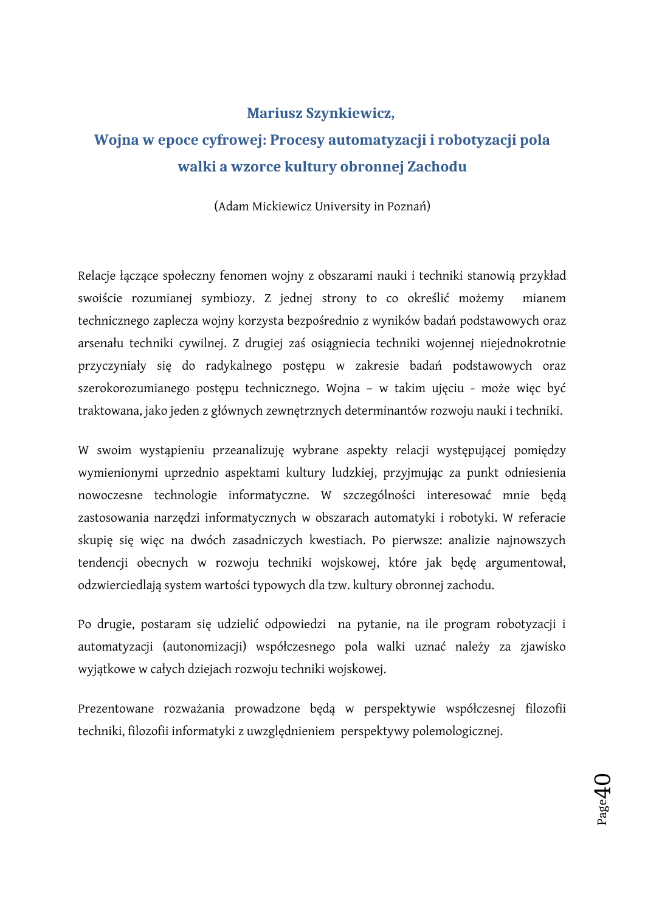## Mariusz Szynkiewicz,

## Wojna w epoce cyfrowej: Procesy automatyzacji i robotyzacji pola walki a wzorce kultury obronnej Zachodu

(Adam Mickiewicz University in Poznań)

Relacje łączące społeczny fenomen wojny z obszarami nauki i techniki stanowią przykład swoiście rozumianej symbiozy. Z jednej strony to co określić możemy mianem technicznego zaplecza wojny korzysta bezpośrednio z wyników badań podstawowych oraz arsenału techniki cywilnej. Z drugiej zaś osiągniecia techniki wojennej niejednokrotnie przyczyniały się do radykalnego postępu w zakresie badań podstawowych oraz szerokorozumianego postępu technicznego. Wojna – w takim ujęciu - może więc być traktowana, jako jeden z głównych zewnętrznych determinantów rozwoju nauki i techniki.

W swoim wystąpieniu przeanalizuję wybrane aspekty relacji występującej pomiędzy wymienionymi uprzednio aspektami kultury ludzkiej, przyjmując za punkt odniesienia nowoczesne technologie informatyczne. W szczególności interesować mnie będą zastosowania narzędzi informatycznych w obszarach automatyki i robotyki. W referacie skupię się więc na dwóch zasadniczych kwestiach. Po pierwsze: analizie najnowszych tendencji obecnych w rozwoju techniki wojskowej, które jak będę argumentował, odzwierciedlają system wartości typowych dla tzw. kultury obronnej zachodu.

Po drugie, postaram się udzielić odpowiedzi na pytanie, na ile program robotyzacji i automatyzacji (autonomizacji) współczesnego pola walki uznać należy za zjawisko wyjątkowe w całych dziejach rozwoju techniki wojskowej.

Prezentowane rozważania prowadzone będą w perspektywie współczesnej filozofii techniki, filozofii informatyki z uwzględnieniem perspektywy polemologicznej.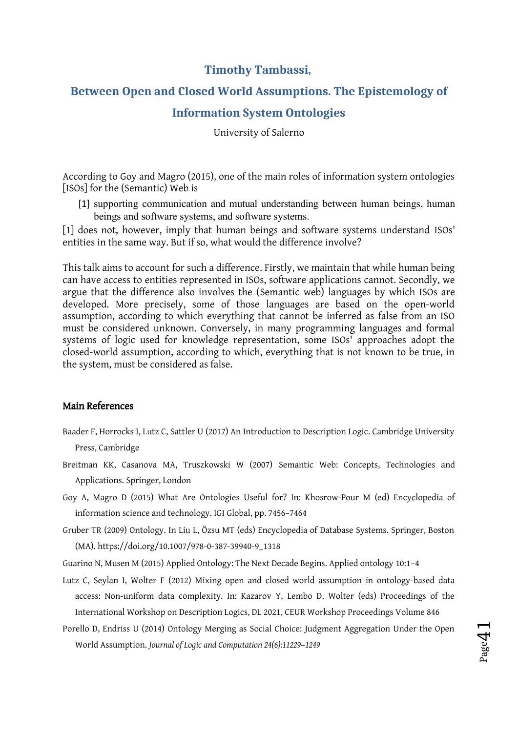## Timothy Tambassi,

## Between Open and Closed World Assumptions. The Epistemology of Information System Ontologies

University of Salerno

According to Goy and Magro (2015), one of the main roles of information system ontologies [ISOs] for the (Semantic) Web is

> [1] supporting communication and mutual understanding between human beings, human beings and software systems, and software systems.

[1] does not, however, imply that human beings and software systems understand ISOs' entities in the same way. But if so, what would the difference involve?

This talk aims to account for such a difference. Firstly, we maintain that while human being can have access to entities represented in ISOs, software applications cannot. Secondly, we argue that the difference also involves the (Semantic web) languages by which ISOs are developed. More precisely, some of those languages are based on the open-world assumption, according to which everything that cannot be inferred as false from an ISO must be considered unknown. Conversely, in many programming languages and formal systems of logic used for knowledge representation, some ISOs' approaches adopt the closed-world assumption, according to which, everything that is not known to be true, in the system, must be considered as false.

### Main References

Baader F, Horrocks I, Lutz C, Sattler U (2017) An Introduction to Description Logic. Cambridge University Press, Cambridge

Breitman KK, Casanova MA, Truszkowski W (2007) Semantic Web: Concepts, Technologies and Applications. Springer, London

Goy A, Magro D (2015) What Are Ontologies Useful for? In: Khosrow-Pour M (ed) Encyclopedia of information science and technology. IGI Global, pp. 7456–7464

Gruber TR (2009) Ontology. In Liu L, Özsu MT (eds) Encyclopedia of Database Systems. Springer, Boston (MA). https://doi.org/10.1007/978-0-387-39940-9_1318

Guarino N, Musen M (2015) Applied Ontology: The Next Decade Begins. Applied ontology 10:1–4

Lutz C, Seylan I, Wolter F (2012) Mixing open and closed world assumption in ontology-based data access: Non-uniform data complexity. In: Kazarov Y, Lembo D, Wolter (eds) Proceedings of the International Workshop on Description Logics, DL 2021, CEUR Workshop Proceedings Volume 846

Porello D, Endriss U (2014) Ontology Merging as Social Choice: Judgment Aggregation Under the Open World Assumption. *Journal of Logic and Computation 24(6):11229–1249*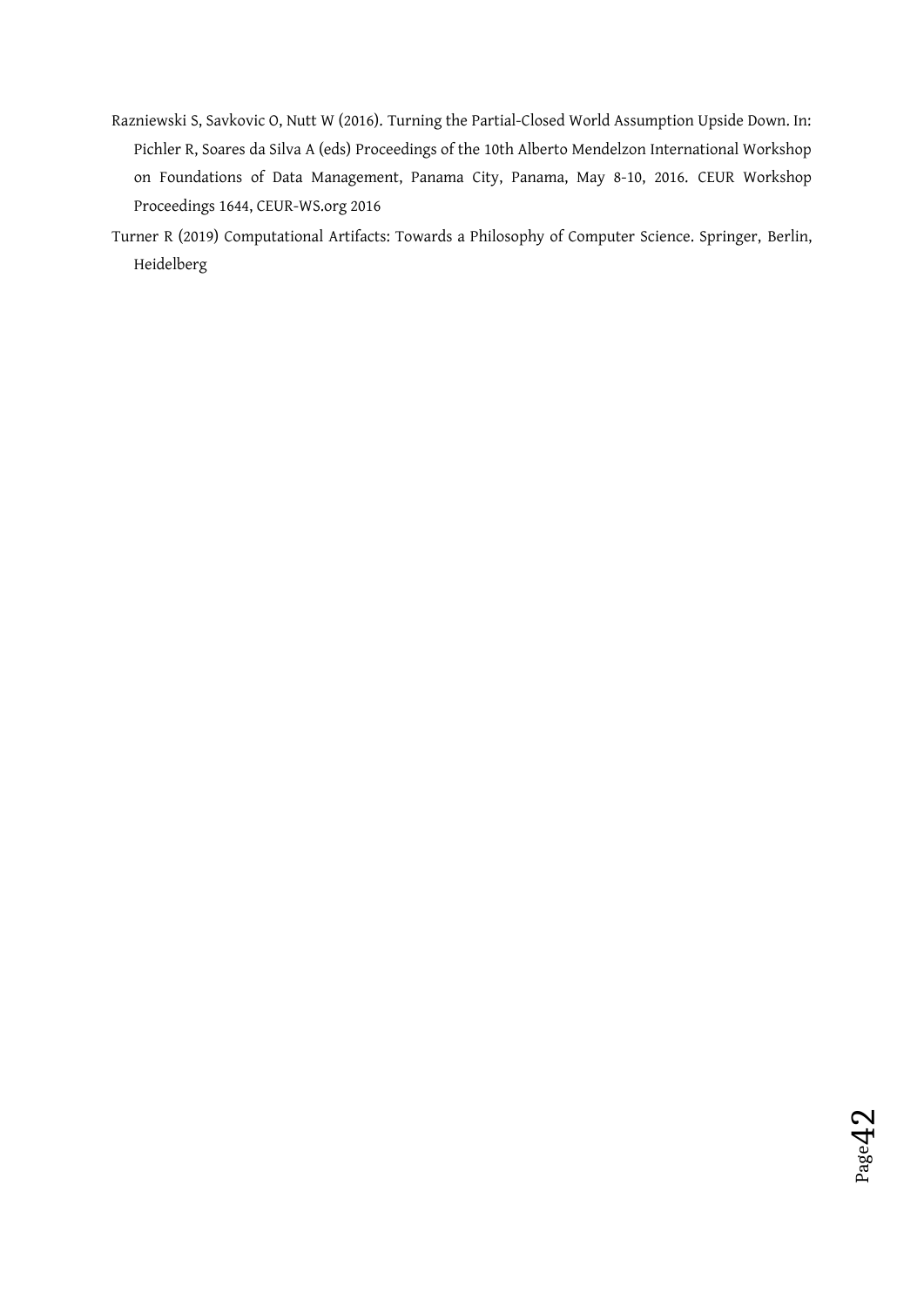Razniewski S, Savkovic O, Nutt W (2016). Turning the Partial-Closed World Assumption Upside Down. In: Pichler R, Soares da Silva A (eds) Proceedings of the 10th Alberto Mendelzon International Workshop on Foundations of Data Management, Panama City, Panama, May 8-10, 2016. CEUR Workshop Proceedings 1644, CEUR-WS.org 2016

Turner R (2019) Computational Artifacts: Towards a Philosophy of Computer Science. Springer, Berlin, Heidelberg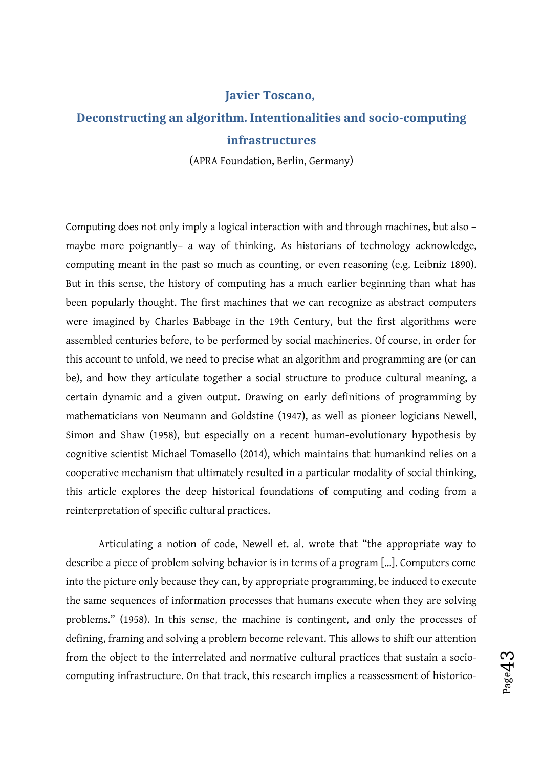## Javier Toscano,

## Deconstructing an algorithm. Intentionalities and socio-computing infrastructures

(APRA Foundation, Berlin, Germany)

Computing does not only imply a logical interaction with and through machines, but also –maybe more poignantly– a way of thinking. As historians of technology acknowledge, computing meant in the past so much as counting, or even reasoning (e.g. Leibniz 1890). But in this sense, the history of computing has a much earlier beginning than what has been popularly thought. The first machines that we can recognize as abstract computers were imagined by Charles Babbage in the 19th Century, but the first algorithms were assembled centuries before, to be performed by social machineries. Of course, in order for this account to unfold, we need to precise what an algorithm and programming are (or can be), and how they articulate together a social structure to produce cultural meaning, a certain dynamic and a given output. Drawing on early definitions of programming by mathematicians von Neumann and Goldstine (1947), as well as pioneer logicians Newell, Simon and Shaw (1958), but especially on a recent human-evolutionary hypothesis by cognitive scientist Michael Tomasello (2014), which maintains that humankind relies on a cooperative mechanism that ultimately resulted in a particular modality of social thinking, this article explores the deep historical foundations of computing and coding from a reinterpretation of specific cultural practices.

Articulating a notion of code, Newell et. al. wrote that "the appropriate way to describe a piece of problem solving behavior is in terms of a program [...]. Computers come into the picture only because they can, by appropriate programming, be induced to execute the same sequences of information processes that humans execute when they are solving problems." (1958). In this sense, the machine is contingent, and only the processes of defining, framing and solving a problem become relevant. This allows to shift our attention from the object to the interrelated and normative cultural practices that sustain a socio-computing infrastructure. On that track, this research implies a reassessment of historico-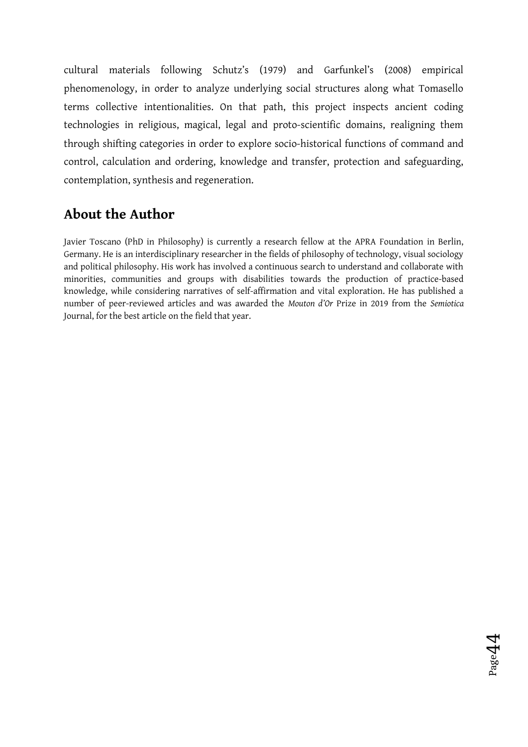cultural materials following Schutz's (1979) and Garfunkel's (2008) empirical phenomenology, in order to analyze underlying social structures along what Tomasello terms collective intentionalities. On that path, this project inspects ancient coding technologies in religious, magical, legal and proto-scientific domains, realigning them through shifting categories in order to explore socio-historical functions of command and control, calculation and ordering, knowledge and transfer, protection and safeguarding, contemplation, synthesis and regeneration.

## About the Author

Javier Toscano (PhD in Philosophy) is currently a research fellow at the APRA Foundation in Berlin, Germany. He is an interdisciplinary researcher in the fields of philosophy of technology, visual sociology and political philosophy. His work has involved a continuous search to understand and collaborate with minorities, communities and groups with disabilities towards the production of practice-based knowledge, while considering narratives of self-affirmation and vital exploration. He has published a number of peer-reviewed articles and was awarded the *Mouton d'Or* Prize in 2019 from the *Semiotica* Journal, for the best article on the field that year.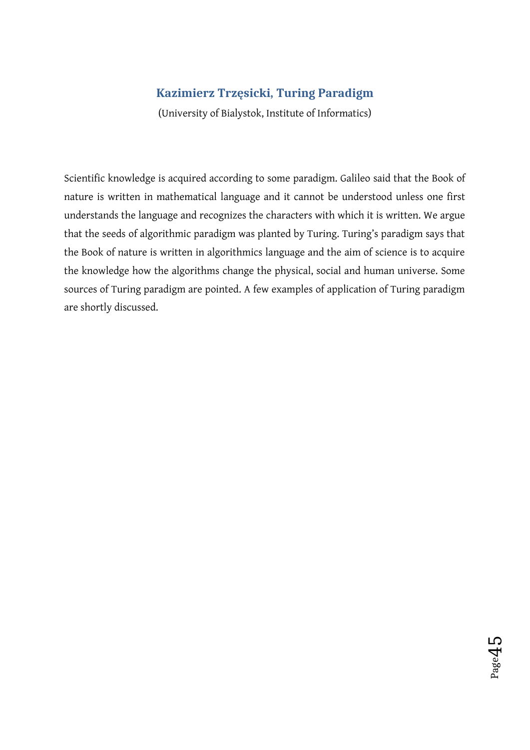## Kazimierz Trzęsicki, Turing Paradigm

(University of Bialystok, Institute of Informatics)

Scientific knowledge is acquired according to some paradigm. Galileo said that the Book of nature is written in mathematical language and it cannot be understood unless one first understands the language and recognizes the characters with which it is written. We argue that the seeds of algorithmic paradigm was planted by Turing. Turing's paradigm says that the Book of nature is written in algorithmics language and the aim of science is to acquire the knowledge how the algorithms change the physical, social and human universe. Some sources of Turing paradigm are pointed. A few examples of application of Turing paradigm are shortly discussed.